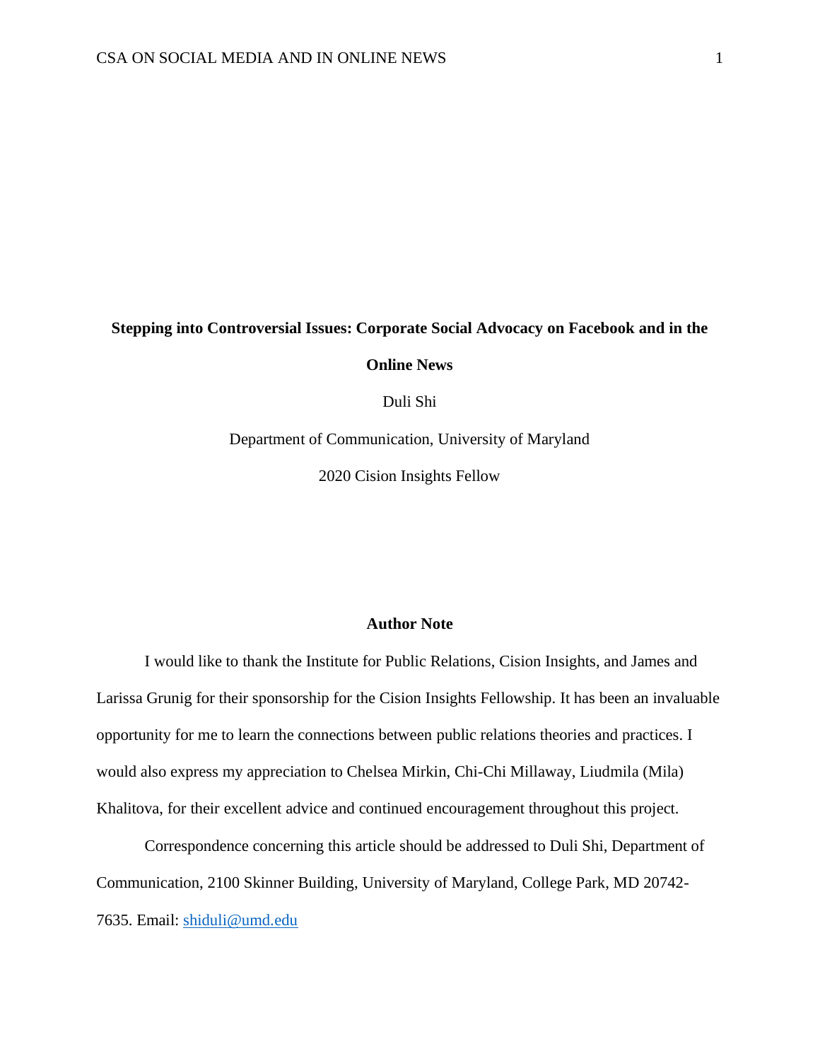# Stepping into Controversial Issues: Corporate Social Advocacy on Facebook and in the Online News

Duli Shi

Department of Communication, University of Maryland

2020 Cision Insights Fellow

## Author Note

I would like to thank the Institute for Public Relations, Cision Insights, and James and Larissa Grunig for their sponsorship for the Cision Insights Fellowship. It has been an invaluable opportunity for me to learn the connections between public relations theories and practices. I would also express my appreciation to Chelsea Mirkin, Chi-Chi Millaway, Liudmila (Mila) Khalitova, for their excellent advice and continued encouragement throughout this project.

Correspondence concerning this article should be addressed to Duli Shi, Department of Communication, 2100 Skinner Building, University of Maryland, College Park, MD 20742-7635. Email: shiduli@umd.edu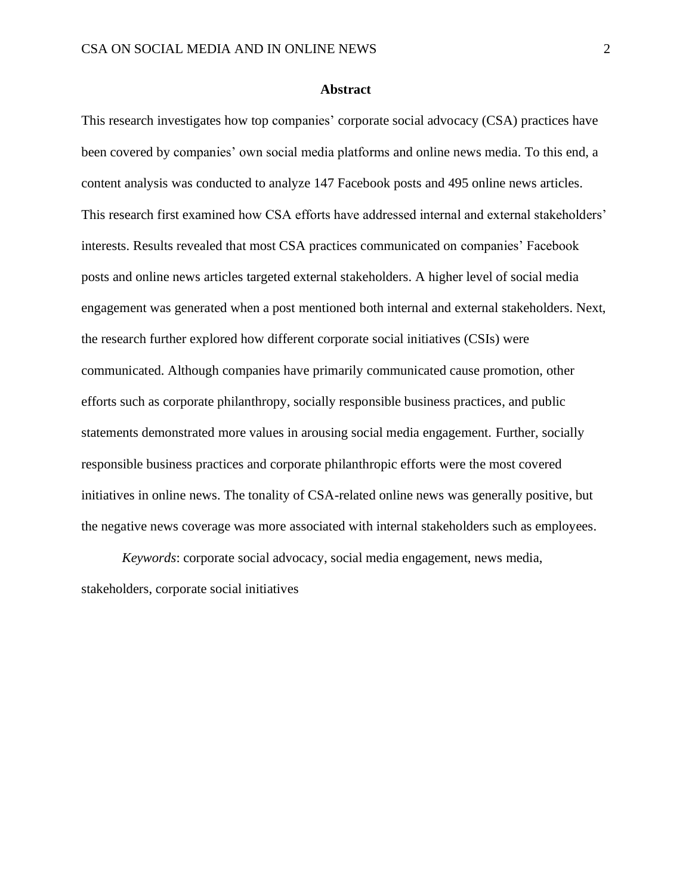## Abstract

This research investigates how top companies' corporate social advocacy (CSA) practices have been covered by companies' own social media platforms and online news media. To this end, a content analysis was conducted to analyze 147 Facebook posts and 495 online news articles. This research first examined how CSA efforts have addressed internal and external stakeholders' interests. Results revealed that most CSA practices communicated on companies' Facebook posts and online news articles targeted external stakeholders. A higher level of social media engagement was generated when a post mentioned both internal and external stakeholders. Next, the research further explored how different corporate social initiatives (CSIs) were communicated. Although companies have primarily communicated cause promotion, other efforts such as corporate philanthropy, socially responsible business practices, and public statements demonstrated more values in arousing social media engagement. Further, socially responsible business practices and corporate philanthropic efforts were the most covered initiatives in online news. The tonality of CSA-related online news was generally positive, but the negative news coverage was more associated with internal stakeholders such as employees.

*Keywords*: corporate social advocacy, social media engagement, news media, stakeholders, corporate social initiatives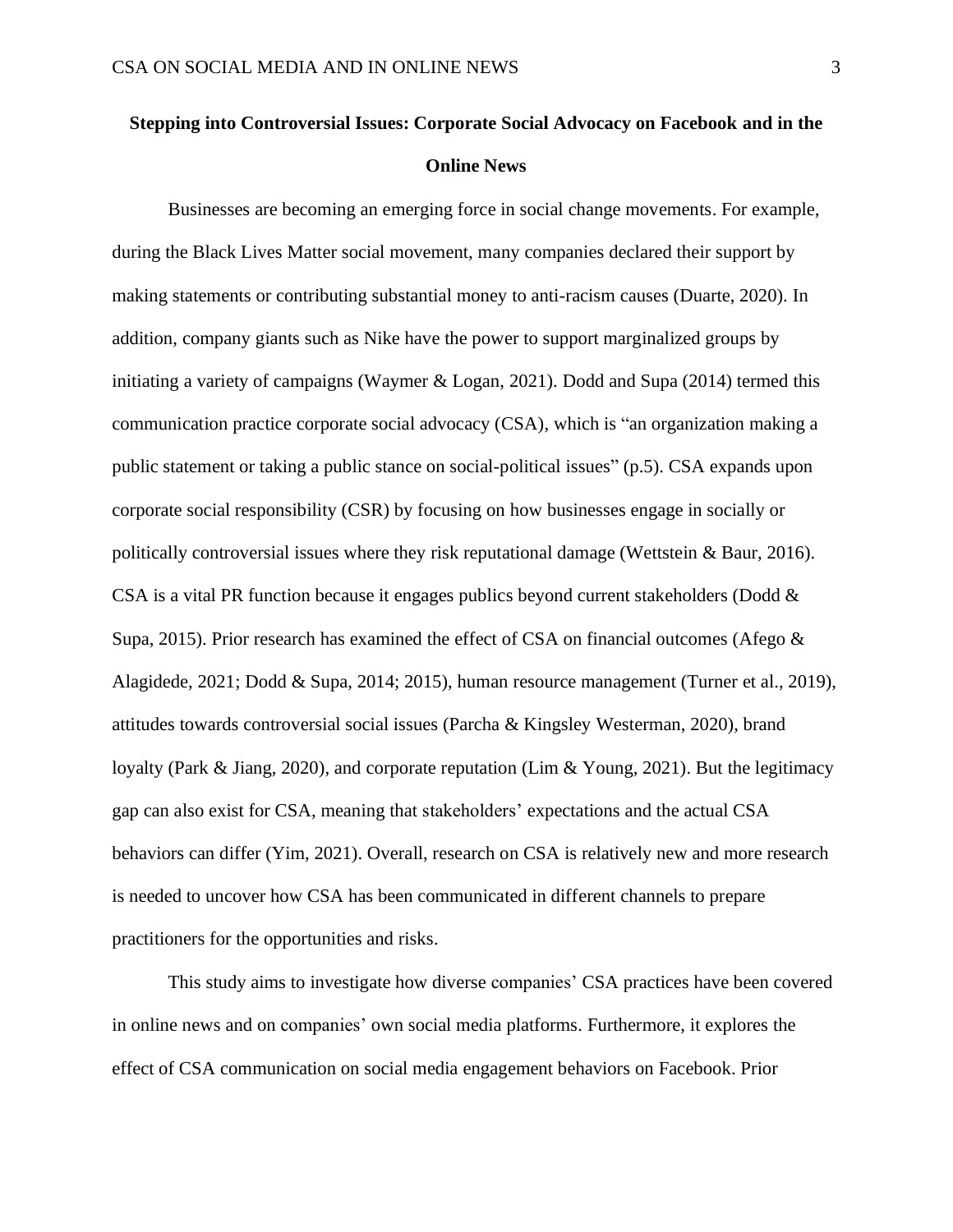# Stepping into Controversial Issues: Corporate Social Advocacy on Facebook and in the Online News

Businesses are becoming an emerging force in social change movements. For example, during the Black Lives Matter social movement, many companies declared their support by making statements or contributing substantial money to anti-racism causes (Duarte, 2020). In addition, company giants such as Nike have the power to support marginalized groups by initiating a variety of campaigns (Waymer & Logan, 2021). Dodd and Supa (2014) termed this communication practice corporate social advocacy (CSA), which is "an organization making a public statement or taking a public stance on social-political issues" (p.5). CSA expands upon corporate social responsibility (CSR) by focusing on how businesses engage in socially or politically controversial issues where they risk reputational damage (Wettstein & Baur, 2016). CSA is a vital PR function because it engages publics beyond current stakeholders (Dodd & Supa, 2015). Prior research has examined the effect of CSA on financial outcomes (Afego & Alagidede, 2021; Dodd & Supa, 2014; 2015), human resource management (Turner et al., 2019), attitudes towards controversial social issues (Parcha & Kingsley Westerman, 2020), brand loyalty (Park & Jiang, 2020), and corporate reputation (Lim & Young, 2021). But the legitimacy gap can also exist for CSA, meaning that stakeholders' expectations and the actual CSA behaviors can differ (Yim, 2021). Overall, research on CSA is relatively new and more research is needed to uncover how CSA has been communicated in different channels to prepare practitioners for the opportunities and risks.

This study aims to investigate how diverse companies' CSA practices have been covered in online news and on companies' own social media platforms. Furthermore, it explores the effect of CSA communication on social media engagement behaviors on Facebook. Prior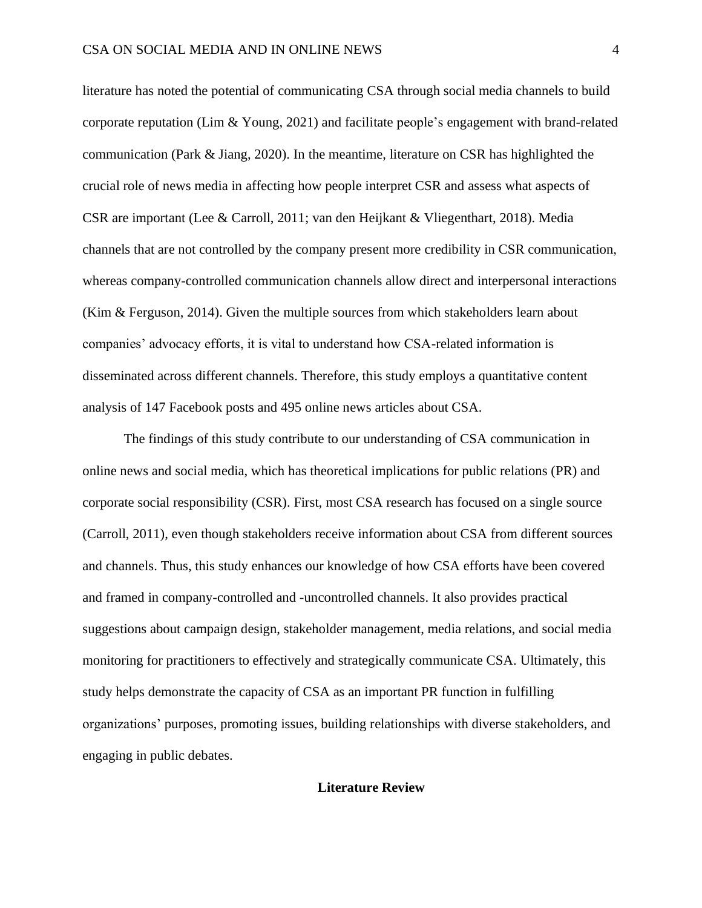literature has noted the potential of communicating CSA through social media channels to build corporate reputation (Lim & Young, 2021) and facilitate people's engagement with brand-related communication (Park & Jiang, 2020). In the meantime, literature on CSR has highlighted the crucial role of news media in affecting how people interpret CSR and assess what aspects of CSR are important (Lee & Carroll, 2011; van den Heijkant & Vliegenthart, 2018). Media channels that are not controlled by the company present more credibility in CSR communication, whereas company-controlled communication channels allow direct and interpersonal interactions (Kim & Ferguson, 2014). Given the multiple sources from which stakeholders learn about companies' advocacy efforts, it is vital to understand how CSA-related information is disseminated across different channels. Therefore, this study employs a quantitative content analysis of 147 Facebook posts and 495 online news articles about CSA.

The findings of this study contribute to our understanding of CSA communication in online news and social media, which has theoretical implications for public relations (PR) and corporate social responsibility (CSR). First, most CSA research has focused on a single source (Carroll, 2011), even though stakeholders receive information about CSA from different sources and channels. Thus, this study enhances our knowledge of how CSA efforts have been covered and framed in company-controlled and -uncontrolled channels. It also provides practical suggestions about campaign design, stakeholder management, media relations, and social media monitoring for practitioners to effectively and strategically communicate CSA. Ultimately, this study helps demonstrate the capacity of CSA as an important PR function in fulfilling organizations' purposes, promoting issues, building relationships with diverse stakeholders, and engaging in public debates.

## Literature Review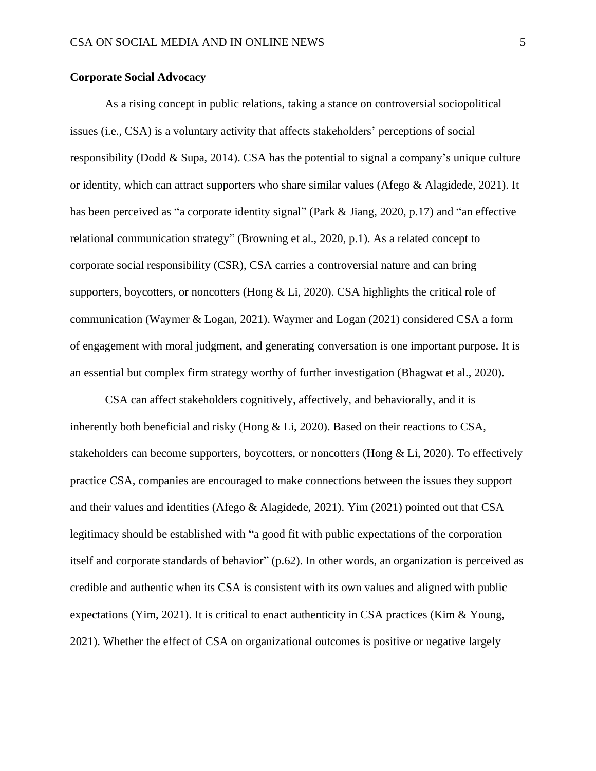**Corporate Social Advocacy**

As a rising concept in public relations, taking a stance on controversial sociopolitical issues (i.e., CSA) is a voluntary activity that affects stakeholders' perceptions of social responsibility (Dodd & Supa, 2014). CSA has the potential to signal a company's unique culture or identity, which can attract supporters who share similar values (Afego & Alagidede, 2021). It has been perceived as "a corporate identity signal" (Park & Jiang, 2020, p.17) and "an effective relational communication strategy" (Browning et al., 2020, p.1). As a related concept to corporate social responsibility (CSR), CSA carries a controversial nature and can bring supporters, boycotters, or noncotters (Hong & Li, 2020). CSA highlights the critical role of communication (Waymer & Logan, 2021). Waymer and Logan (2021) considered CSA a form of engagement with moral judgment, and generating conversation is one important purpose. It is an essential but complex firm strategy worthy of further investigation (Bhagwat et al., 2020).

CSA can affect stakeholders cognitively, affectively, and behaviorally, and it is inherently both beneficial and risky (Hong & Li, 2020). Based on their reactions to CSA, stakeholders can become supporters, boycotters, or noncotters (Hong & Li, 2020). To effectively practice CSA, companies are encouraged to make connections between the issues they support and their values and identities (Afego & Alagidede, 2021). Yim (2021) pointed out that CSA legitimacy should be established with "a good fit with public expectations of the corporation itself and corporate standards of behavior" (p.62). In other words, an organization is perceived as credible and authentic when its CSA is consistent with its own values and aligned with public expectations (Yim, 2021). It is critical to enact authenticity in CSA practices (Kim & Young, 2021). Whether the effect of CSA on organizational outcomes is positive or negative largely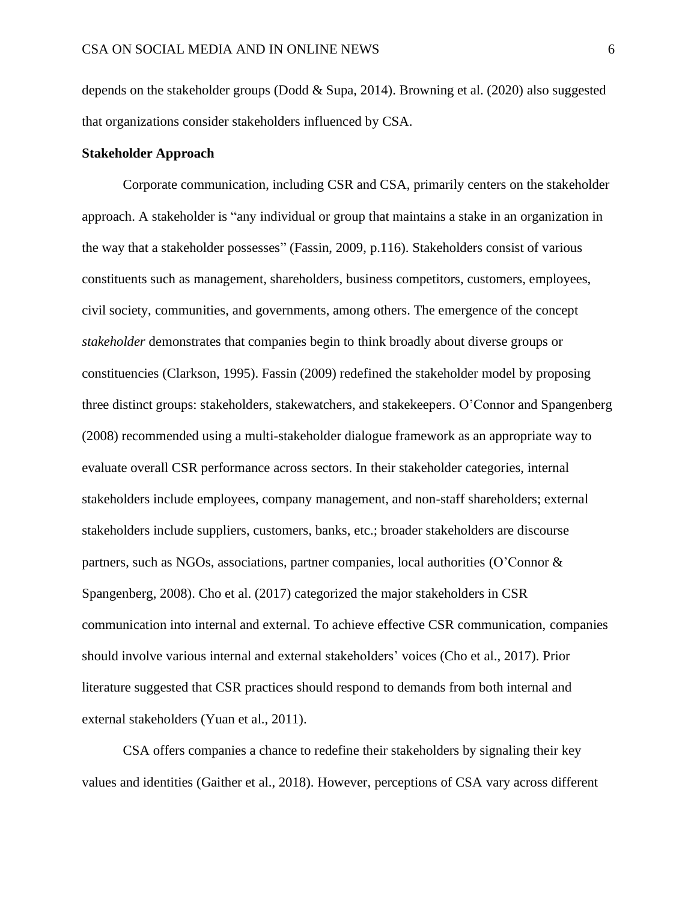depends on the stakeholder groups (Dodd & Supa, 2014). Browning et al. (2020) also suggested that organizations consider stakeholders influenced by CSA.

**Stakeholder Approach**

Corporate communication, including CSR and CSA, primarily centers on the stakeholder approach. A stakeholder is "any individual or group that maintains a stake in an organization in the way that a stakeholder possesses" (Fassin, 2009, p.116). Stakeholders consist of various constituents such as management, shareholders, business competitors, customers, employees, civil society, communities, and governments, among others. The emergence of the concept *stakeholder* demonstrates that companies begin to think broadly about diverse groups or constituencies (Clarkson, 1995). Fassin (2009) redefined the stakeholder model by proposing three distinct groups: stakeholders, stakewatchers, and stakekeepers. O'Connor and Spangenberg (2008) recommended using a multi-stakeholder dialogue framework as an appropriate way to evaluate overall CSR performance across sectors. In their stakeholder categories, internal stakeholders include employees, company management, and non-staff shareholders; external stakeholders include suppliers, customers, banks, etc.; broader stakeholders are discourse partners, such as NGOs, associations, partner companies, local authorities (O'Connor & Spangenberg, 2008). Cho et al. (2017) categorized the major stakeholders in CSR communication into internal and external. To achieve effective CSR communication, companies should involve various internal and external stakeholders' voices (Cho et al., 2017). Prior literature suggested that CSR practices should respond to demands from both internal and external stakeholders (Yuan et al., 2011).

CSA offers companies a chance to redefine their stakeholders by signaling their key values and identities (Gaither et al., 2018). However, perceptions of CSA vary across different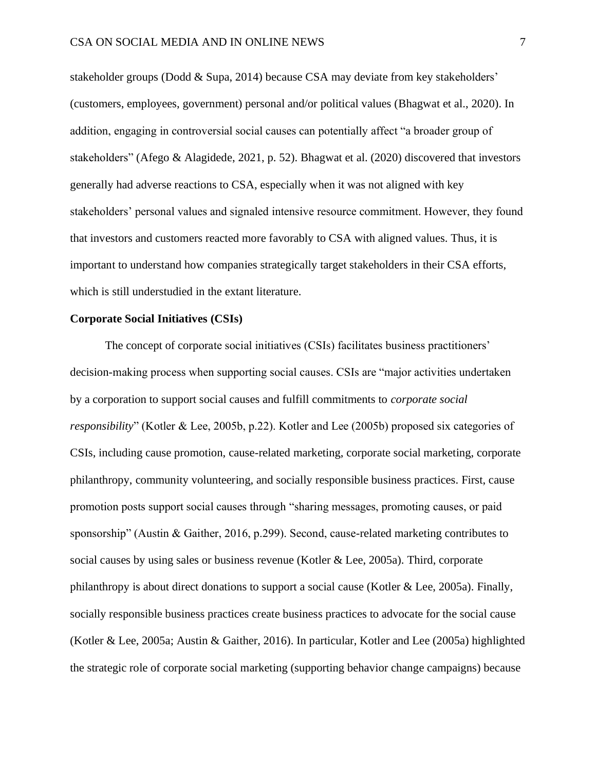stakeholder groups (Dodd & Supa, 2014) because CSA may deviate from key stakeholders' (customers, employees, government) personal and/or political values (Bhagwat et al., 2020). In addition, engaging in controversial social causes can potentially affect "a broader group of stakeholders" (Afego & Alagidede, 2021, p. 52). Bhagwat et al. (2020) discovered that investors generally had adverse reactions to CSA, especially when it was not aligned with key stakeholders' personal values and signaled intensive resource commitment. However, they found that investors and customers reacted more favorably to CSA with aligned values. Thus, it is important to understand how companies strategically target stakeholders in their CSA efforts, which is still understudied in the extant literature.

## Corporate Social Initiatives (CSIs)

The concept of corporate social initiatives (CSIs) facilitates business practitioners' decision-making process when supporting social causes. CSIs are "major activities undertaken by a corporation to support social causes and fulfill commitments to *corporate social responsibility*" (Kotler & Lee, 2005b, p.22). Kotler and Lee (2005b) proposed six categories of CSIs, including cause promotion, cause-related marketing, corporate social marketing, corporate philanthropy, community volunteering, and socially responsible business practices. First, cause promotion posts support social causes through "sharing messages, promoting causes, or paid sponsorship" (Austin & Gaither, 2016, p.299). Second, cause-related marketing contributes to social causes by using sales or business revenue (Kotler & Lee, 2005a). Third, corporate philanthropy is about direct donations to support a social cause (Kotler & Lee, 2005a). Finally, socially responsible business practices create business practices to advocate for the social cause (Kotler & Lee, 2005a; Austin & Gaither, 2016). In particular, Kotler and Lee (2005a) highlighted the strategic role of corporate social marketing (supporting behavior change campaigns) because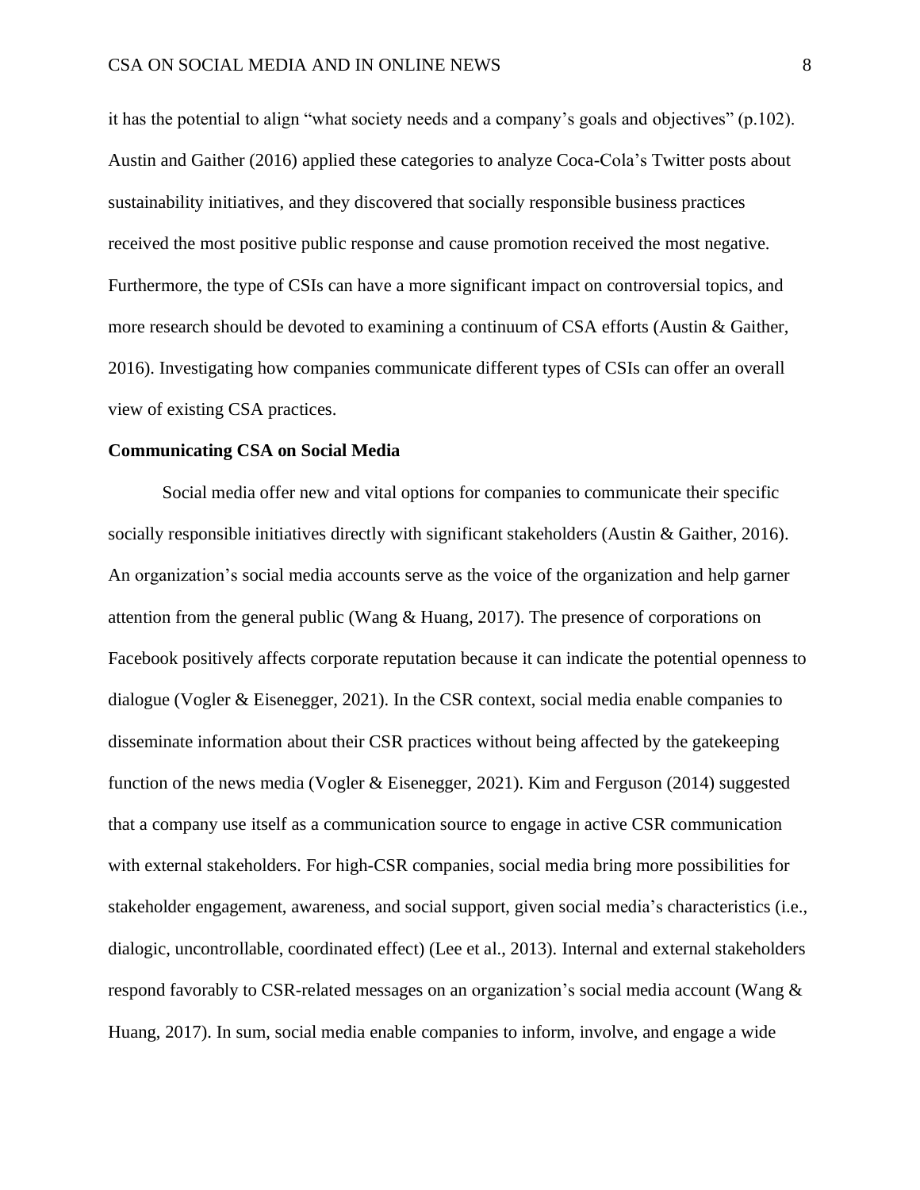it has the potential to align "what society needs and a company's goals and objectives" (p.102). Austin and Gaither (2016) applied these categories to analyze Coca-Cola's Twitter posts about sustainability initiatives, and they discovered that socially responsible business practices received the most positive public response and cause promotion received the most negative. Furthermore, the type of CSIs can have a more significant impact on controversial topics, and more research should be devoted to examining a continuum of CSA efforts (Austin & Gaither, 2016). Investigating how companies communicate different types of CSIs can offer an overall view of existing CSA practices.

**Communicating CSA on Social Media**

Social media offer new and vital options for companies to communicate their specific socially responsible initiatives directly with significant stakeholders (Austin & Gaither, 2016). An organization's social media accounts serve as the voice of the organization and help garner attention from the general public (Wang & Huang, 2017). The presence of corporations on Facebook positively affects corporate reputation because it can indicate the potential openness to dialogue (Vogler & Eisenegger, 2021). In the CSR context, social media enable companies to disseminate information about their CSR practices without being affected by the gatekeeping function of the news media (Vogler & Eisenegger, 2021). Kim and Ferguson (2014) suggested that a company use itself as a communication source to engage in active CSR communication with external stakeholders. For high-CSR companies, social media bring more possibilities for stakeholder engagement, awareness, and social support, given social media's characteristics (i.e., dialogic, uncontrollable, coordinated effect) (Lee et al., 2013). Internal and external stakeholders respond favorably to CSR-related messages on an organization's social media account (Wang & Huang, 2017). In sum, social media enable companies to inform, involve, and engage a wide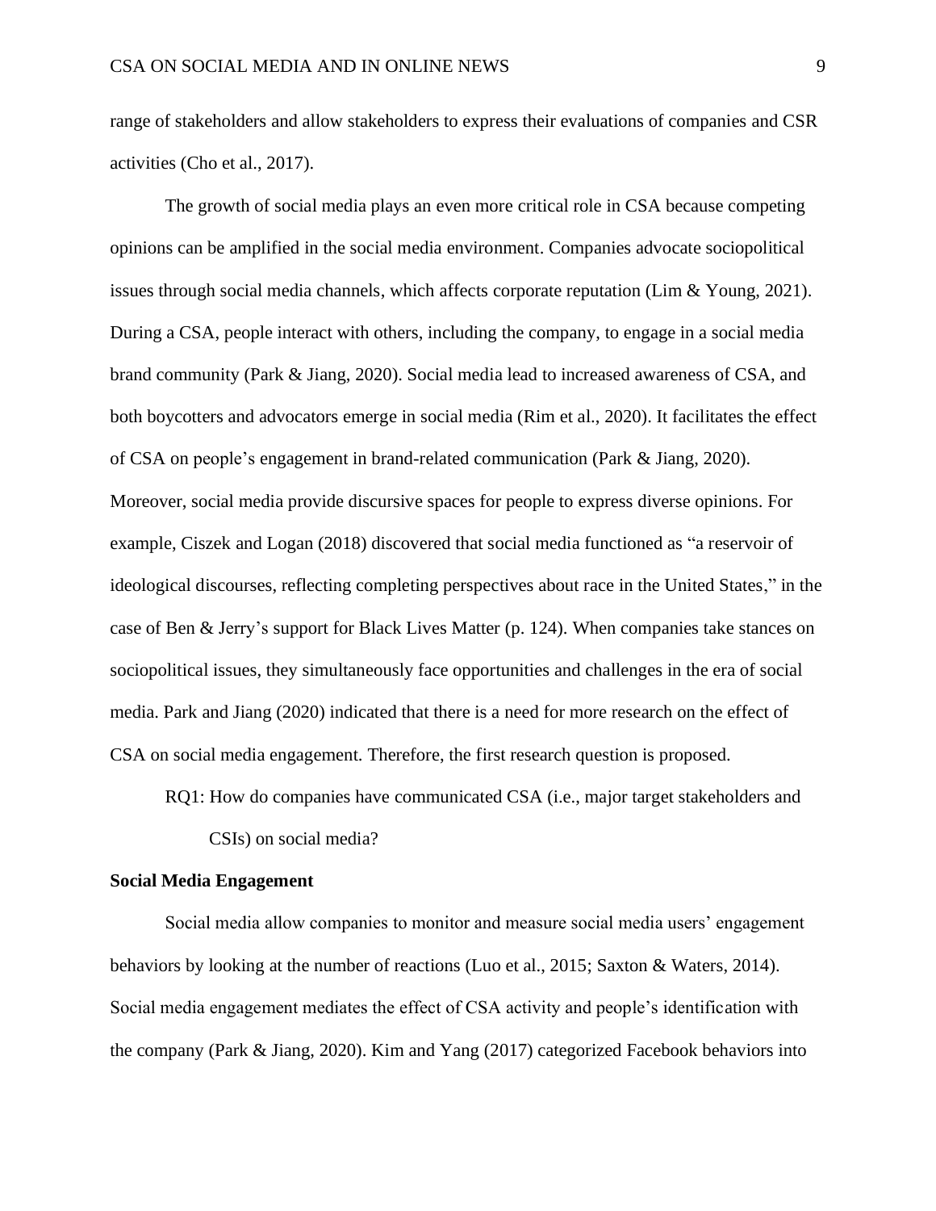range of stakeholders and allow stakeholders to express their evaluations of companies and CSR activities (Cho et al., 2017).

The growth of social media plays an even more critical role in CSA because competing opinions can be amplified in the social media environment. Companies advocate sociopolitical issues through social media channels, which affects corporate reputation (Lim & Young, 2021). During a CSA, people interact with others, including the company, to engage in a social media brand community (Park & Jiang, 2020). Social media lead to increased awareness of CSA, and both boycotters and advocators emerge in social media (Rim et al., 2020). It facilitates the effect of CSA on people's engagement in brand-related communication (Park & Jiang, 2020). Moreover, social media provide discursive spaces for people to express diverse opinions. For example, Ciszek and Logan (2018) discovered that social media functioned as "a reservoir of ideological discourses, reflecting completing perspectives about race in the United States," in the case of Ben & Jerry's support for Black Lives Matter (p. 124). When companies take stances on sociopolitical issues, they simultaneously face opportunities and challenges in the era of social media. Park and Jiang (2020) indicated that there is a need for more research on the effect of CSA on social media engagement. Therefore, the first research question is proposed.

> RQ1: How do companies have communicated CSA (i.e., major target stakeholders and CSIs) on social media?

**Social Media Engagement**

Social media allow companies to monitor and measure social media users' engagement behaviors by looking at the number of reactions (Luo et al., 2015; Saxton & Waters, 2014). Social media engagement mediates the effect of CSA activity and people's identification with the company (Park & Jiang, 2020). Kim and Yang (2017) categorized Facebook behaviors into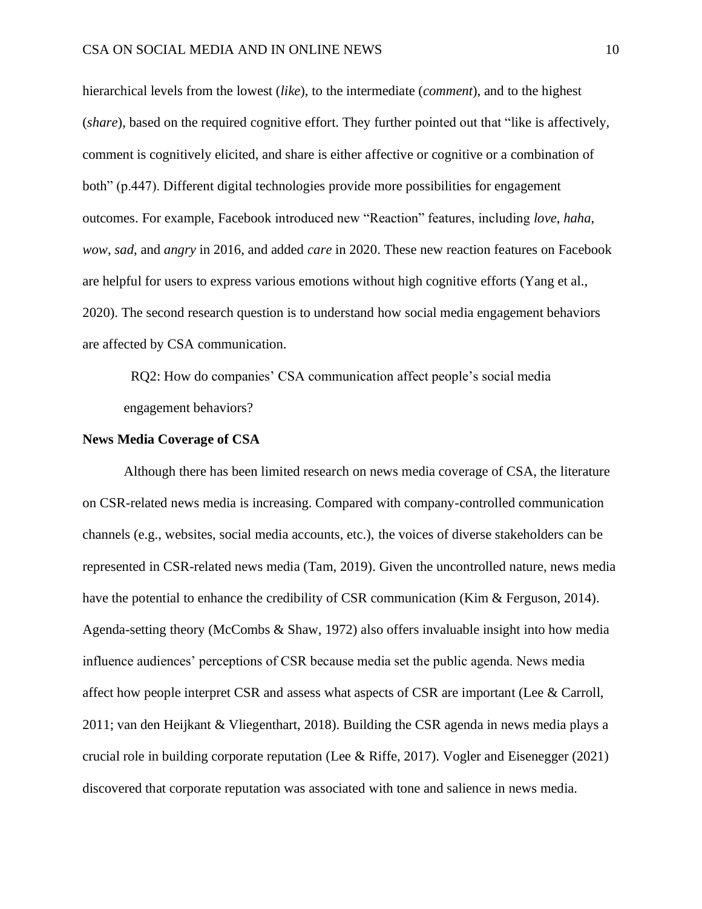hierarchical levels from the lowest (*like*), to the intermediate (*comment*), and to the highest (*share*), based on the required cognitive effort. They further pointed out that "like is affectively, comment is cognitively elicited, and share is either affective or cognitive or a combination of both" (p.447). Different digital technologies provide more possibilities for engagement outcomes. For example, Facebook introduced new "Reaction" features, including *love*, *haha*, *wow*, *sad*, and *angry* in 2016, and added *care* in 2020. These new reaction features on Facebook are helpful for users to express various emotions without high cognitive efforts (Yang et al., 2020). The second research question is to understand how social media engagement behaviors are affected by CSA communication.

> RQ2: How do companies' CSA communication affect people's social media engagement behaviors?

**News Media Coverage of CSA**

Although there has been limited research on news media coverage of CSA, the literature on CSR-related news media is increasing. Compared with company-controlled communication channels (e.g., websites, social media accounts, etc.), the voices of diverse stakeholders can be represented in CSR-related news media (Tam, 2019). Given the uncontrolled nature, news media have the potential to enhance the credibility of CSR communication (Kim & Ferguson, 2014). Agenda-setting theory (McCombs & Shaw, 1972) also offers invaluable insight into how media influence audiences' perceptions of CSR because media set the public agenda. News media affect how people interpret CSR and assess what aspects of CSR are important (Lee & Carroll, 2011; van den Heijkant & Vliegenthart, 2018). Building the CSR agenda in news media plays a crucial role in building corporate reputation (Lee & Riffe, 2017). Vogler and Eisenegger (2021) discovered that corporate reputation was associated with tone and salience in news media.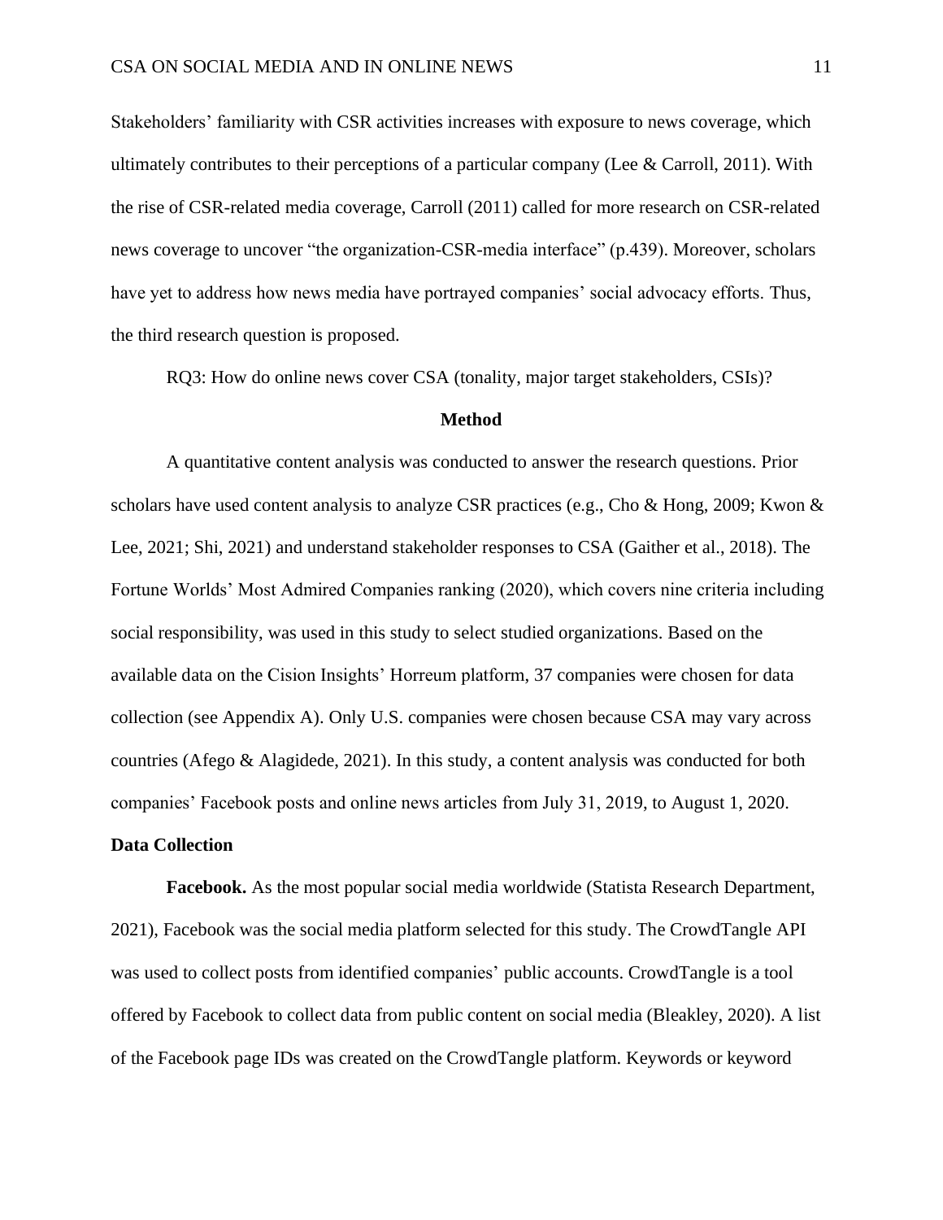Stakeholders' familiarity with CSR activities increases with exposure to news coverage, which ultimately contributes to their perceptions of a particular company (Lee & Carroll, 2011). With the rise of CSR-related media coverage, Carroll (2011) called for more research on CSR-related news coverage to uncover "the organization-CSR-media interface" (p.439). Moreover, scholars have yet to address how news media have portrayed companies' social advocacy efforts. Thus, the third research question is proposed.

RQ3: How do online news cover CSA (tonality, major target stakeholders, CSIs)?

## Method

A quantitative content analysis was conducted to answer the research questions. Prior scholars have used content analysis to analyze CSR practices (e.g., Cho & Hong, 2009; Kwon & Lee, 2021; Shi, 2021) and understand stakeholder responses to CSA (Gaither et al., 2018). The Fortune Worlds' Most Admired Companies ranking (2020), which covers nine criteria including social responsibility, was used in this study to select studied organizations. Based on the available data on the Cision Insights' Horreum platform, 37 companies were chosen for data collection (see Appendix A). Only U.S. companies were chosen because CSA may vary across countries (Afego & Alagidede, 2021). In this study, a content analysis was conducted for both companies' Facebook posts and online news articles from July 31, 2019, to August 1, 2020.

### Data Collection

**Facebook.** As the most popular social media worldwide (Statista Research Department, 2021), Facebook was the social media platform selected for this study. The CrowdTangle API was used to collect posts from identified companies' public accounts. CrowdTangle is a tool offered by Facebook to collect data from public content on social media (Bleakley, 2020). A list of the Facebook page IDs was created on the CrowdTangle platform. Keywords or keyword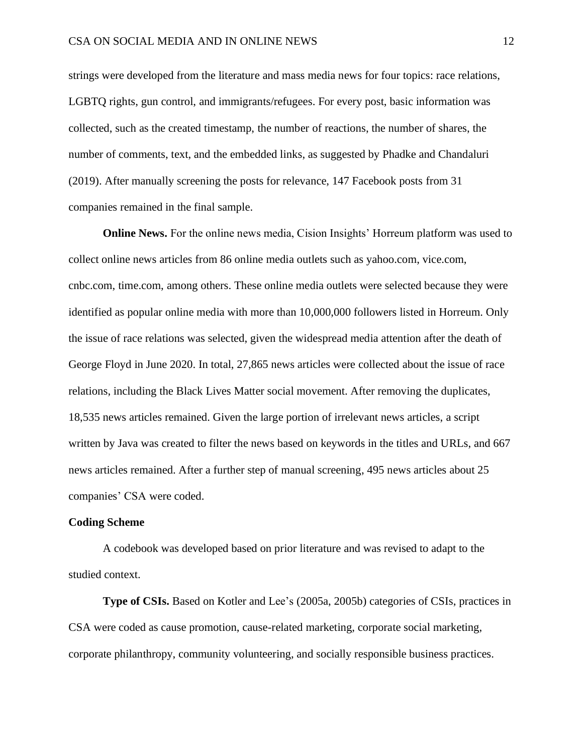strings were developed from the literature and mass media news for four topics: race relations, LGBTQ rights, gun control, and immigrants/refugees. For every post, basic information was collected, such as the created timestamp, the number of reactions, the number of shares, the number of comments, text, and the embedded links, as suggested by Phadke and Chandaluri (2019). After manually screening the posts for relevance, 147 Facebook posts from 31 companies remained in the final sample.

**Online News.** For the online news media, Cision Insights' Horreum platform was used to collect online news articles from 86 online media outlets such as yahoo.com, vice.com, cnbc.com, time.com, among others. These online media outlets were selected because they were identified as popular online media with more than 10,000,000 followers listed in Horreum. Only the issue of race relations was selected, given the widespread media attention after the death of George Floyd in June 2020. In total, 27,865 news articles were collected about the issue of race relations, including the Black Lives Matter social movement. After removing the duplicates, 18,535 news articles remained. Given the large portion of irrelevant news articles, a script written by Java was created to filter the news based on keywords in the titles and URLs, and 667 news articles remained. After a further step of manual screening, 495 news articles about 25 companies' CSA were coded.

### Coding Scheme

A codebook was developed based on prior literature and was revised to adapt to the studied context.

**Type of CSIs.** Based on Kotler and Lee's (2005a, 2005b) categories of CSIs, practices in CSA were coded as cause promotion, cause-related marketing, corporate social marketing, corporate philanthropy, community volunteering, and socially responsible business practices.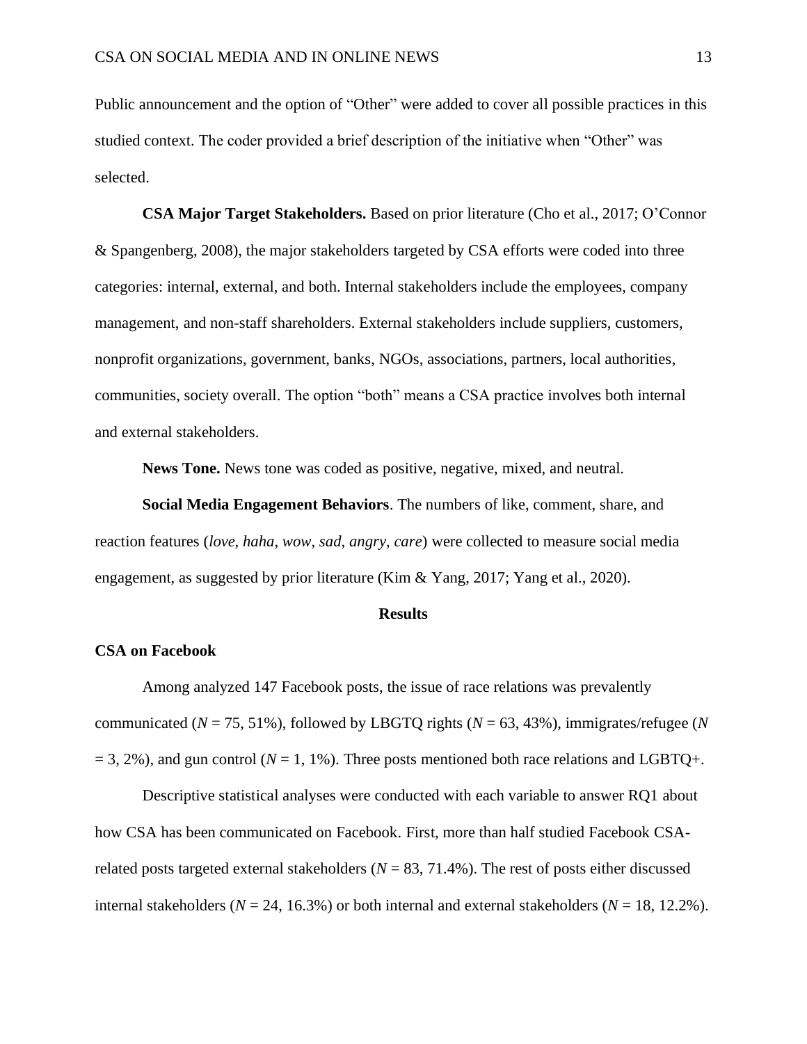Public announcement and the option of "Other" were added to cover all possible practices in this studied context. The coder provided a brief description of the initiative when "Other" was selected.

**CSA Major Target Stakeholders.** Based on prior literature (Cho et al., 2017; O'Connor & Spangenberg, 2008), the major stakeholders targeted by CSA efforts were coded into three categories: internal, external, and both. Internal stakeholders include the employees, company management, and non-staff shareholders. External stakeholders include suppliers, customers, nonprofit organizations, government, banks, NGOs, associations, partners, local authorities, communities, society overall. The option "both" means a CSA practice involves both internal and external stakeholders.

**News Tone.** News tone was coded as positive, negative, mixed, and neutral.

**Social Media Engagement Behaviors**. The numbers of like, comment, share, and reaction features (*love*, *haha*, *wow*, *sad*, *angry*, *care*) were collected to measure social media engagement, as suggested by prior literature (Kim & Yang, 2017; Yang et al., 2020).

## Results

### CSA on Facebook

Among analyzed 147 Facebook posts, the issue of race relations was prevalently communicated ($N$ = 75, 51%), followed by LBGTQ rights ($N$ = 63, 43%), immigrates/refugee ($N$ = 3, 2%), and gun control ($N$ = 1, 1%). Three posts mentioned both race relations and LGBTQ+.

Descriptive statistical analyses were conducted with each variable to answer RQ1 about how CSA has been communicated on Facebook. First, more than half studied Facebook CSA-related posts targeted external stakeholders ($N$ = 83, 71.4%). The rest of posts either discussed internal stakeholders ($N$ = 24, 16.3%) or both internal and external stakeholders ($N$ = 18, 12.2%).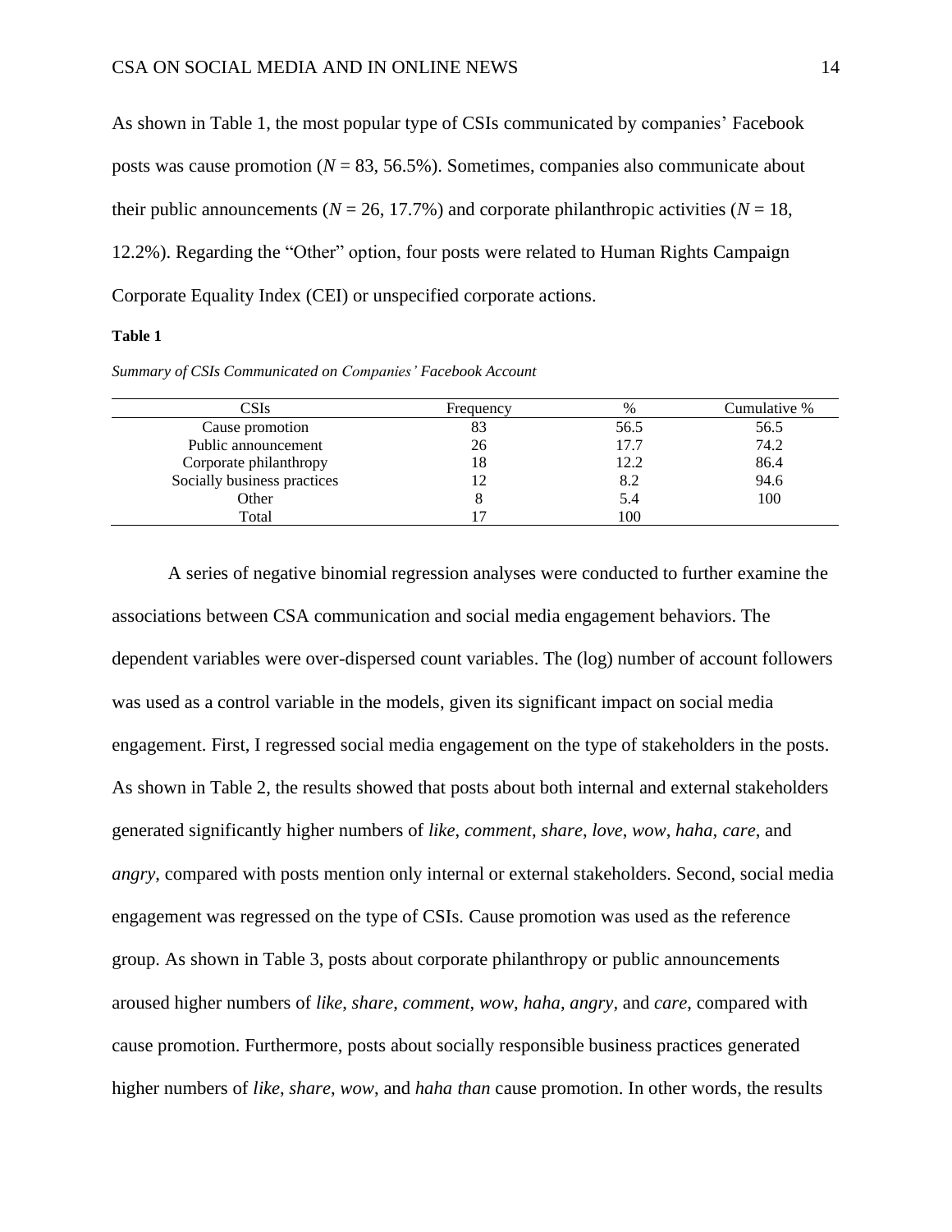As shown in Table 1, the most popular type of CSIs communicated by companies' Facebook posts was cause promotion ($N$ = 83, 56.5%). Sometimes, companies also communicate about their public announcements ($N$ = 26, 17.7%) and corporate philanthropic activities ($N$ = 18, 12.2%). Regarding the "Other" option, four posts were related to Human Rights Campaign Corporate Equality Index (CEI) or unspecified corporate actions.

**Table 1**

*Summary of CSIs Communicated on Companies' Facebook Account*

| CSIs | Frequency | % | Cumulative % |
|---|---|---|---|
| Cause promotion | 83 | 56.5 | 56.5 |
| Public announcement | 26 | 17.7 | 74.2 |
| Corporate philanthropy | 18 | 12.2 | 86.4 |
| Socially business practices | 12 | 8.2 | 94.6 |
| Other | 8 | 5.4 | 100 |
| Total | 17 | 100 | |

A series of negative binomial regression analyses were conducted to further examine the associations between CSA communication and social media engagement behaviors. The dependent variables were over-dispersed count variables. The (log) number of account followers was used as a control variable in the models, given its significant impact on social media engagement. First, I regressed social media engagement on the type of stakeholders in the posts. As shown in Table 2, the results showed that posts about both internal and external stakeholders generated significantly higher numbers of *like*, *comment*, *share*, *love*, *wow*, *haha, care*, and *angry*, compared with posts mention only internal or external stakeholders. Second, social media engagement was regressed on the type of CSIs. Cause promotion was used as the reference group. As shown in Table 3, posts about corporate philanthropy or public announcements aroused higher numbers of *like*, *share*, *comment*, *wow*, *haha*, *angry*, and *care*, compared with cause promotion. Furthermore, posts about socially responsible business practices generated higher numbers of *like*, *share*, *wow*, and *haha than* cause promotion. In other words, the results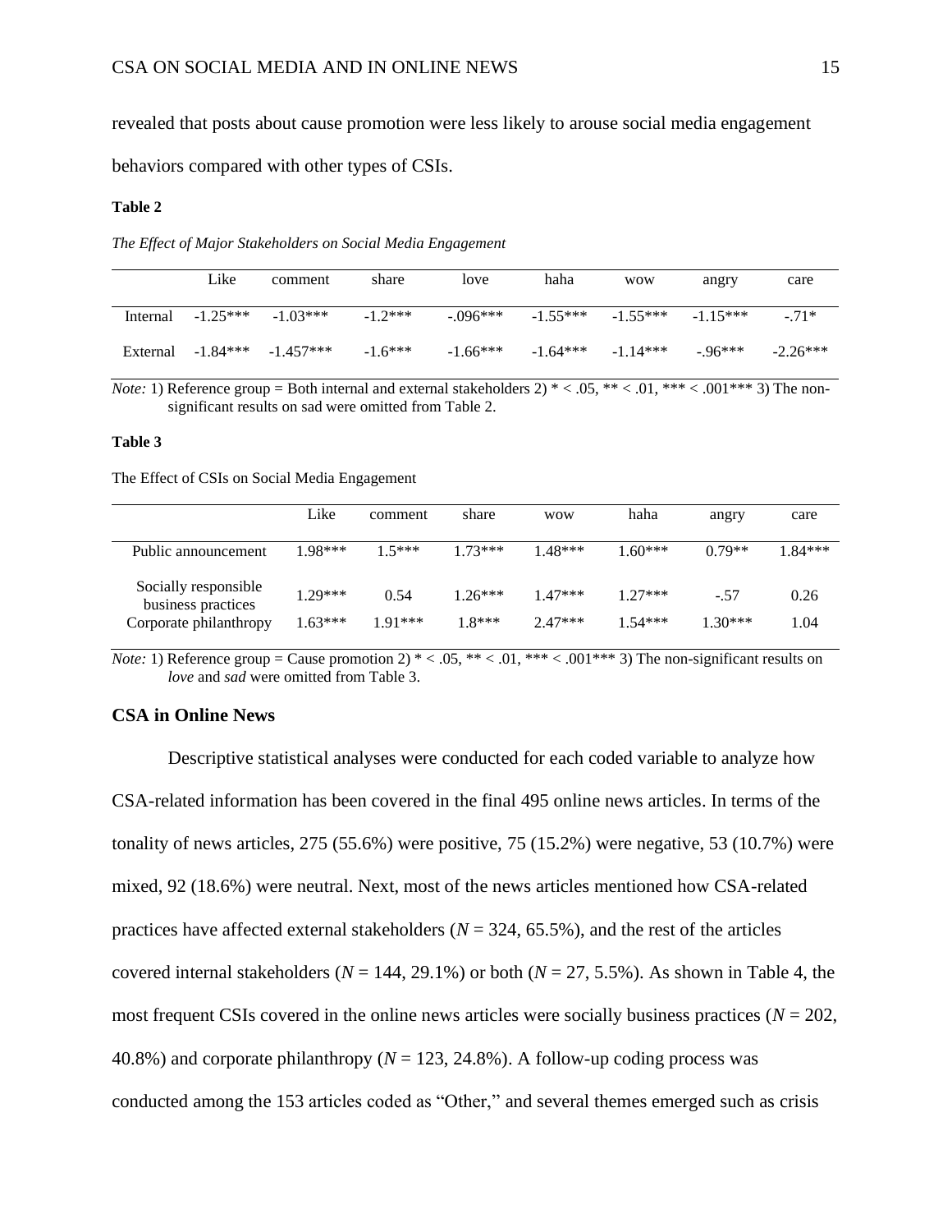revealed that posts about cause promotion were less likely to arouse social media engagement behaviors compared with other types of CSIs.

**Table 2**

*The Effect of Major Stakeholders on Social Media Engagement*

| | Like | comment | share | love | haha | wow | angry | care |
|---|---|---|---|---|---|---|---|---|
| Internal | -1.25*** | -1.03*** | -1.2*** | -.096*** | -1.55*** | -1.55*** | -1.15*** | -.71* |
| External | -1.84*** | -1.457*** | -1.6*** | -1.66*** | -1.64*** | -1.14*** | -.96*** | -2.26*** |

*Note:* 1) Reference group = Both internal and external stakeholders 2) * < .05, ** < .01, *** < .001*** 3) The non-significant results on sad were omitted from Table 2.

**Table 3**

The Effect of CSIs on Social Media Engagement

| | Like | comment | share | wow | haha | angry | care |
|---|---|---|---|---|---|---|---|
| Public announcement | 1.98*** | 1.5*** | 1.73*** | 1.48*** | 1.60*** | 0.79** | 1.84*** |
| Socially responsible business practices | 1.29*** | 0.54 | 1.26*** | 1.47*** | 1.27*** | -.57 | 0.26 |
| Corporate philanthropy | 1.63*** | 1.91*** | 1.8*** | 2.47*** | 1.54*** | 1.30*** | 1.04 |

*Note:* 1) Reference group = Cause promotion 2) * < .05, ** < .01, *** < .001*** 3) The non-significant results on *love* and *sad* were omitted from Table 3.

### CSA in Online News

Descriptive statistical analyses were conducted for each coded variable to analyze how CSA-related information has been covered in the final 495 online news articles. In terms of the tonality of news articles, 275 (55.6%) were positive, 75 (15.2%) were negative, 53 (10.7%) were mixed, 92 (18.6%) were neutral. Next, most of the news articles mentioned how CSA-related practices have affected external stakeholders ($N$ = 324, 65.5%), and the rest of the articles covered internal stakeholders ($N$ = 144, 29.1%) or both ($N$ = 27, 5.5%). As shown in Table 4, the most frequent CSIs covered in the online news articles were socially business practices ($N$ = 202, 40.8%) and corporate philanthropy ($N$ = 123, 24.8%). A follow-up coding process was conducted among the 153 articles coded as "Other," and several themes emerged such as crisis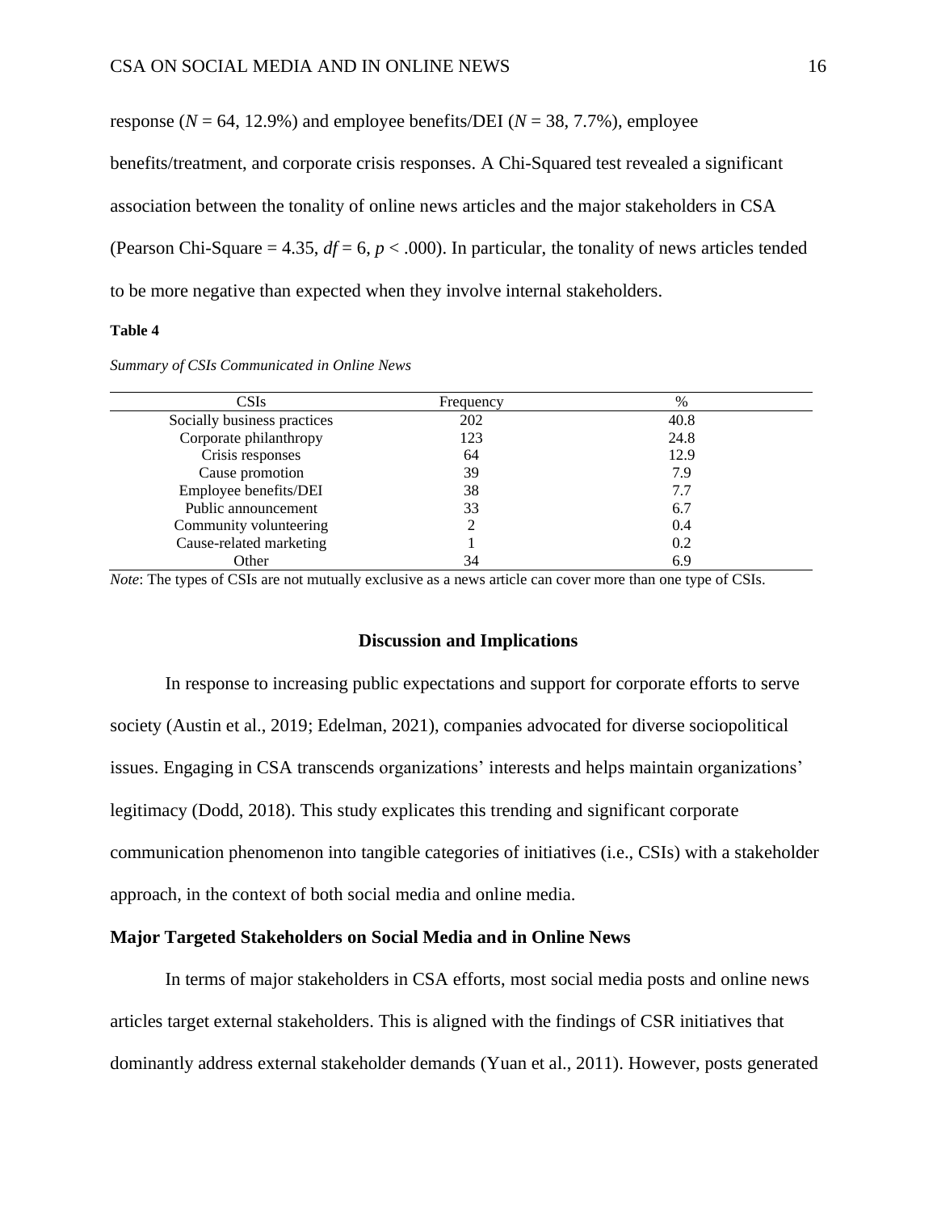response ($N$ = 64, 12.9%) and employee benefits/DEI ($N$ = 38, 7.7%), employee benefits/treatment, and corporate crisis responses. A Chi-Squared test revealed a significant association between the tonality of online news articles and the major stakeholders in CSA (Pearson Chi-Square = 4.35, $df$ = 6, $p$ < .000). In particular, the tonality of news articles tended to be more negative than expected when they involve internal stakeholders.

**Table 4**

*Summary of CSIs Communicated in Online News*

| CSIs | Frequency | % |
|---|---|---|
| Socially business practices | 202 | 40.8 |
| Corporate philanthropy | 123 | 24.8 |
| Crisis responses | 64 | 12.9 |
| Cause promotion | 39 | 7.9 |
| Employee benefits/DEI | 38 | 7.7 |
| Public announcement | 33 | 6.7 |
| Community volunteering | 2 | 0.4 |
| Cause-related marketing | 1 | 0.2 |
| Other | 34 | 6.9 |

*Note*: The types of CSIs are not mutually exclusive as a news article can cover more than one type of CSIs.

## Discussion and Implications

In response to increasing public expectations and support for corporate efforts to serve society (Austin et al., 2019; Edelman, 2021), companies advocated for diverse sociopolitical issues. Engaging in CSA transcends organizations' interests and helps maintain organizations' legitimacy (Dodd, 2018). This study explicates this trending and significant corporate communication phenomenon into tangible categories of initiatives (i.e., CSIs) with a stakeholder approach, in the context of both social media and online media.

### Major Targeted Stakeholders on Social Media and in Online News

In terms of major stakeholders in CSA efforts, most social media posts and online news articles target external stakeholders. This is aligned with the findings of CSR initiatives that dominantly address external stakeholder demands (Yuan et al., 2011). However, posts generated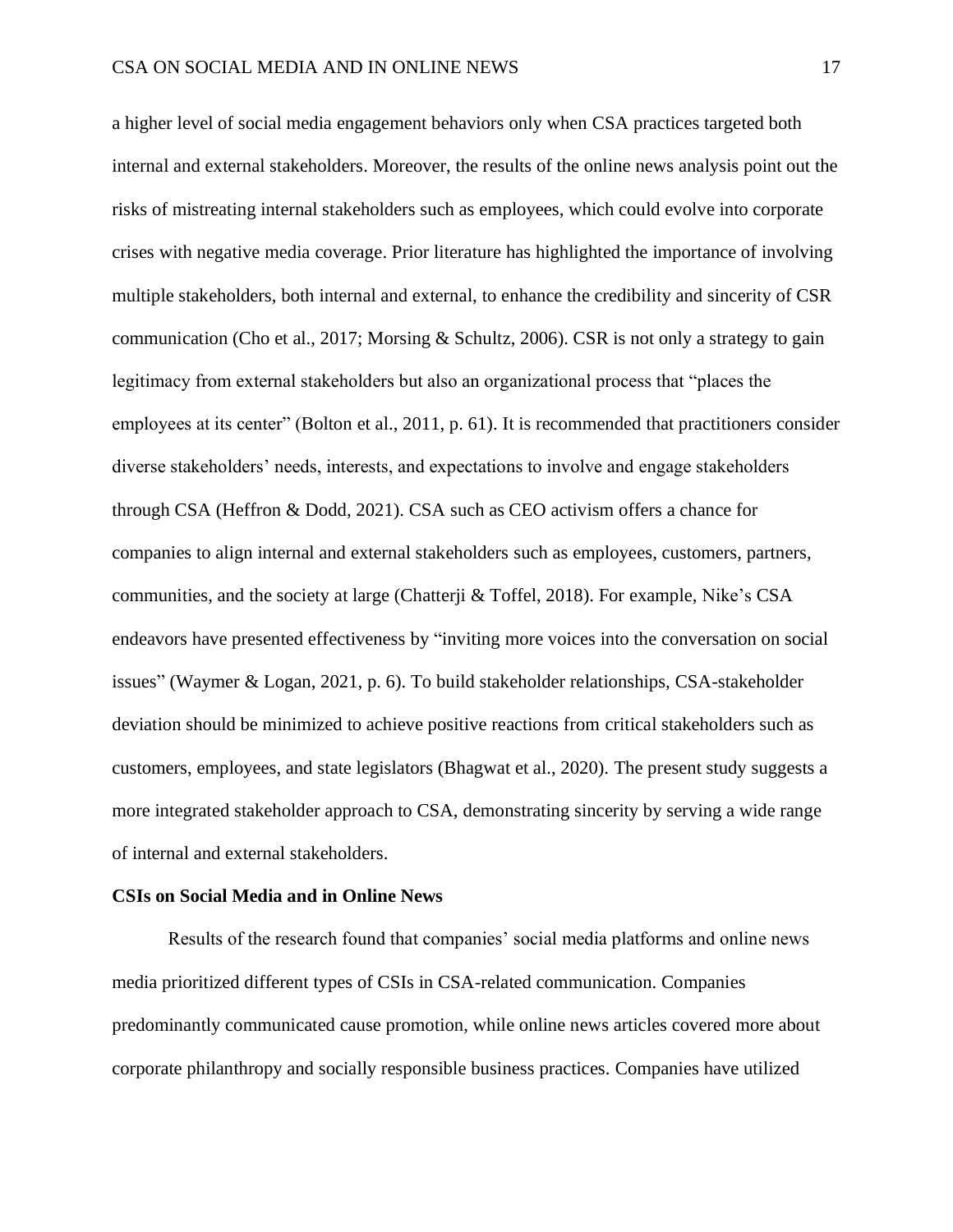a higher level of social media engagement behaviors only when CSA practices targeted both internal and external stakeholders. Moreover, the results of the online news analysis point out the risks of mistreating internal stakeholders such as employees, which could evolve into corporate crises with negative media coverage. Prior literature has highlighted the importance of involving multiple stakeholders, both internal and external, to enhance the credibility and sincerity of CSR communication (Cho et al., 2017; Morsing & Schultz, 2006). CSR is not only a strategy to gain legitimacy from external stakeholders but also an organizational process that "places the employees at its center" (Bolton et al., 2011, p. 61). It is recommended that practitioners consider diverse stakeholders' needs, interests, and expectations to involve and engage stakeholders through CSA (Heffron & Dodd, 2021). CSA such as CEO activism offers a chance for companies to align internal and external stakeholders such as employees, customers, partners, communities, and the society at large (Chatterji & Toffel, 2018). For example, Nike's CSA endeavors have presented effectiveness by "inviting more voices into the conversation on social issues" (Waymer & Logan, 2021, p. 6). To build stakeholder relationships, CSA-stakeholder deviation should be minimized to achieve positive reactions from critical stakeholders such as customers, employees, and state legislators (Bhagwat et al., 2020). The present study suggests a more integrated stakeholder approach to CSA, demonstrating sincerity by serving a wide range of internal and external stakeholders.

**CSIs on Social Media and in Online News**

Results of the research found that companies' social media platforms and online news media prioritized different types of CSIs in CSA-related communication. Companies predominantly communicated cause promotion, while online news articles covered more about corporate philanthropy and socially responsible business practices. Companies have utilized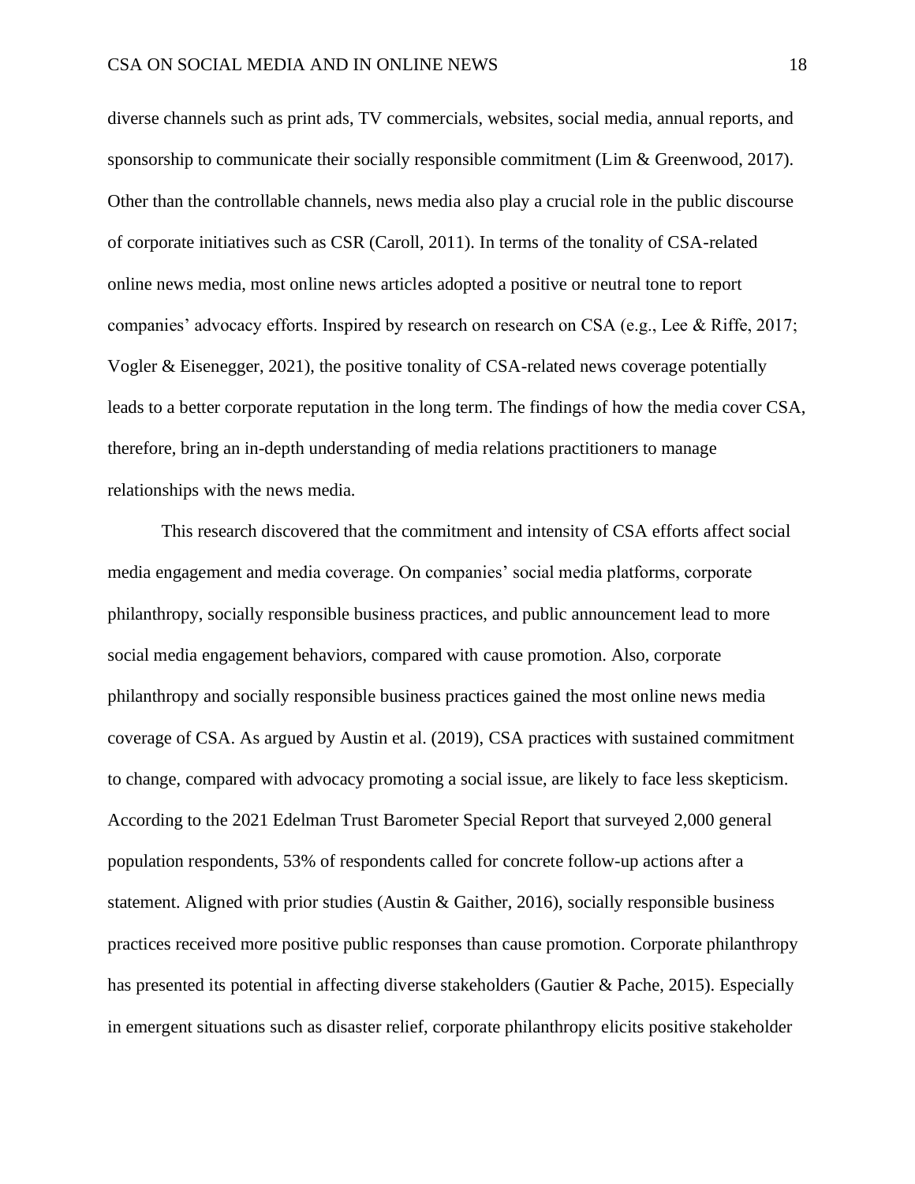diverse channels such as print ads, TV commercials, websites, social media, annual reports, and sponsorship to communicate their socially responsible commitment (Lim & Greenwood, 2017). Other than the controllable channels, news media also play a crucial role in the public discourse of corporate initiatives such as CSR (Caroll, 2011). In terms of the tonality of CSA-related online news media, most online news articles adopted a positive or neutral tone to report companies' advocacy efforts. Inspired by research on research on CSA (e.g., Lee & Riffe, 2017; Vogler & Eisenegger, 2021), the positive tonality of CSA-related news coverage potentially leads to a better corporate reputation in the long term. The findings of how the media cover CSA, therefore, bring an in-depth understanding of media relations practitioners to manage relationships with the news media.

This research discovered that the commitment and intensity of CSA efforts affect social media engagement and media coverage. On companies' social media platforms, corporate philanthropy, socially responsible business practices, and public announcement lead to more social media engagement behaviors, compared with cause promotion. Also, corporate philanthropy and socially responsible business practices gained the most online news media coverage of CSA. As argued by Austin et al. (2019), CSA practices with sustained commitment to change, compared with advocacy promoting a social issue, are likely to face less skepticism. According to the 2021 Edelman Trust Barometer Special Report that surveyed 2,000 general population respondents, 53% of respondents called for concrete follow-up actions after a statement. Aligned with prior studies (Austin & Gaither, 2016), socially responsible business practices received more positive public responses than cause promotion. Corporate philanthropy has presented its potential in affecting diverse stakeholders (Gautier & Pache, 2015). Especially in emergent situations such as disaster relief, corporate philanthropy elicits positive stakeholder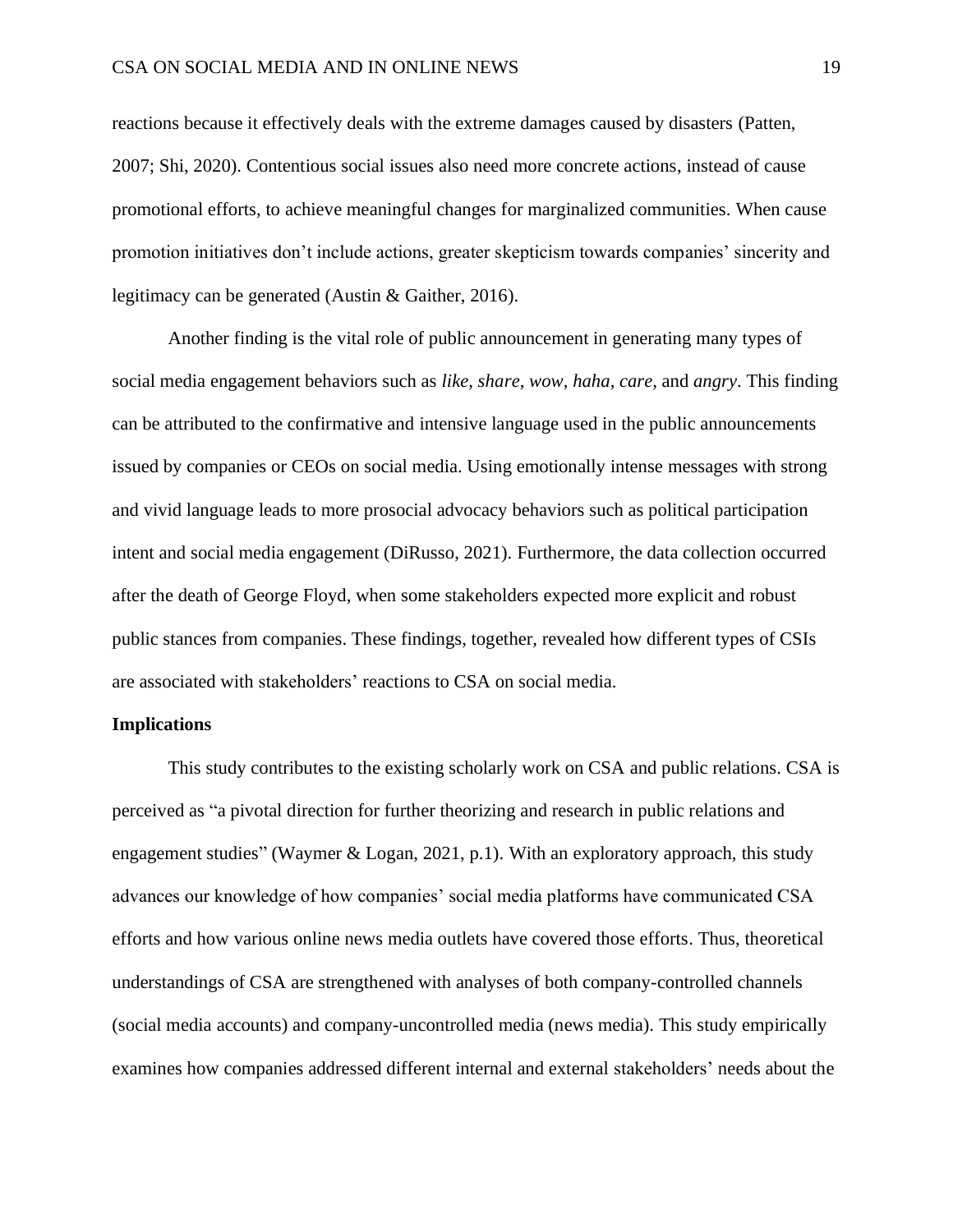reactions because it effectively deals with the extreme damages caused by disasters (Patten, 2007; Shi, 2020). Contentious social issues also need more concrete actions, instead of cause promotional efforts, to achieve meaningful changes for marginalized communities. When cause promotion initiatives don't include actions, greater skepticism towards companies' sincerity and legitimacy can be generated (Austin & Gaither, 2016).

Another finding is the vital role of public announcement in generating many types of social media engagement behaviors such as *like*, *share*, *wow*, *haha*, *care*, and *angry*. This finding can be attributed to the confirmative and intensive language used in the public announcements issued by companies or CEOs on social media. Using emotionally intense messages with strong and vivid language leads to more prosocial advocacy behaviors such as political participation intent and social media engagement (DiRusso, 2021). Furthermore, the data collection occurred after the death of George Floyd, when some stakeholders expected more explicit and robust public stances from companies. These findings, together, revealed how different types of CSIs are associated with stakeholders' reactions to CSA on social media.

## Implications

This study contributes to the existing scholarly work on CSA and public relations. CSA is perceived as "a pivotal direction for further theorizing and research in public relations and engagement studies" (Waymer & Logan, 2021, p.1). With an exploratory approach, this study advances our knowledge of how companies' social media platforms have communicated CSA efforts and how various online news media outlets have covered those efforts. Thus, theoretical understandings of CSA are strengthened with analyses of both company-controlled channels (social media accounts) and company-uncontrolled media (news media). This study empirically examines how companies addressed different internal and external stakeholders' needs about the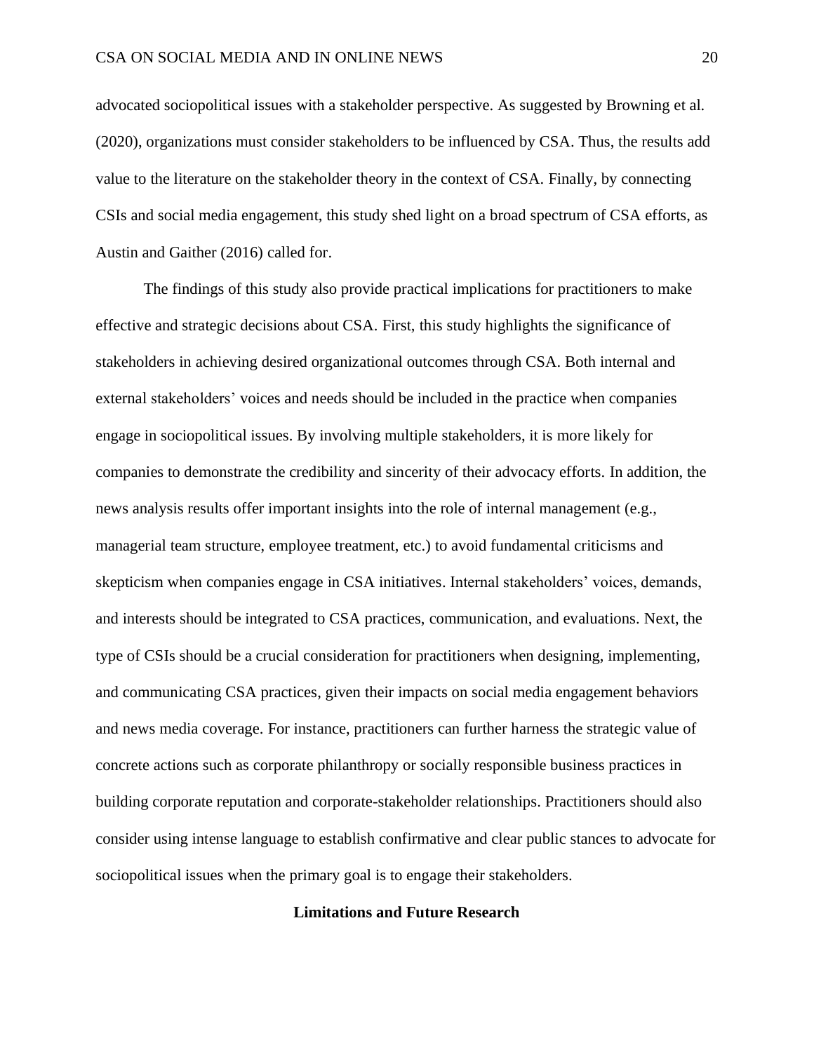advocated sociopolitical issues with a stakeholder perspective. As suggested by Browning et al. (2020), organizations must consider stakeholders to be influenced by CSA. Thus, the results add value to the literature on the stakeholder theory in the context of CSA. Finally, by connecting CSIs and social media engagement, this study shed light on a broad spectrum of CSA efforts, as Austin and Gaither (2016) called for.

The findings of this study also provide practical implications for practitioners to make effective and strategic decisions about CSA. First, this study highlights the significance of stakeholders in achieving desired organizational outcomes through CSA. Both internal and external stakeholders' voices and needs should be included in the practice when companies engage in sociopolitical issues. By involving multiple stakeholders, it is more likely for companies to demonstrate the credibility and sincerity of their advocacy efforts. In addition, the news analysis results offer important insights into the role of internal management (e.g., managerial team structure, employee treatment, etc.) to avoid fundamental criticisms and skepticism when companies engage in CSA initiatives. Internal stakeholders' voices, demands, and interests should be integrated to CSA practices, communication, and evaluations. Next, the type of CSIs should be a crucial consideration for practitioners when designing, implementing, and communicating CSA practices, given their impacts on social media engagement behaviors and news media coverage. For instance, practitioners can further harness the strategic value of concrete actions such as corporate philanthropy or socially responsible business practices in building corporate reputation and corporate-stakeholder relationships. Practitioners should also consider using intense language to establish confirmative and clear public stances to advocate for sociopolitical issues when the primary goal is to engage their stakeholders.

## Limitations and Future Research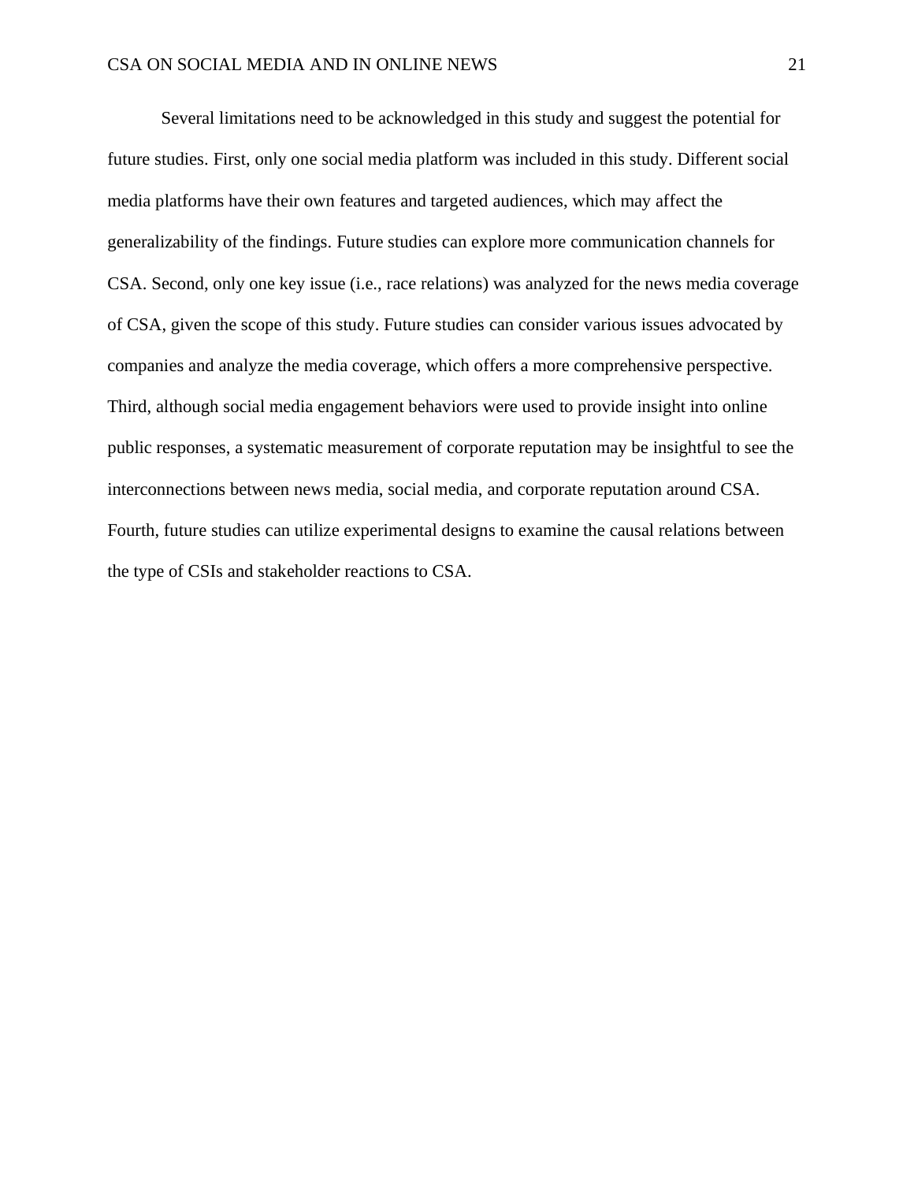Several limitations need to be acknowledged in this study and suggest the potential for future studies. First, only one social media platform was included in this study. Different social media platforms have their own features and targeted audiences, which may affect the generalizability of the findings. Future studies can explore more communication channels for CSA. Second, only one key issue (i.e., race relations) was analyzed for the news media coverage of CSA, given the scope of this study. Future studies can consider various issues advocated by companies and analyze the media coverage, which offers a more comprehensive perspective. Third, although social media engagement behaviors were used to provide insight into online public responses, a systematic measurement of corporate reputation may be insightful to see the interconnections between news media, social media, and corporate reputation around CSA. Fourth, future studies can utilize experimental designs to examine the causal relations between the type of CSIs and stakeholder reactions to CSA.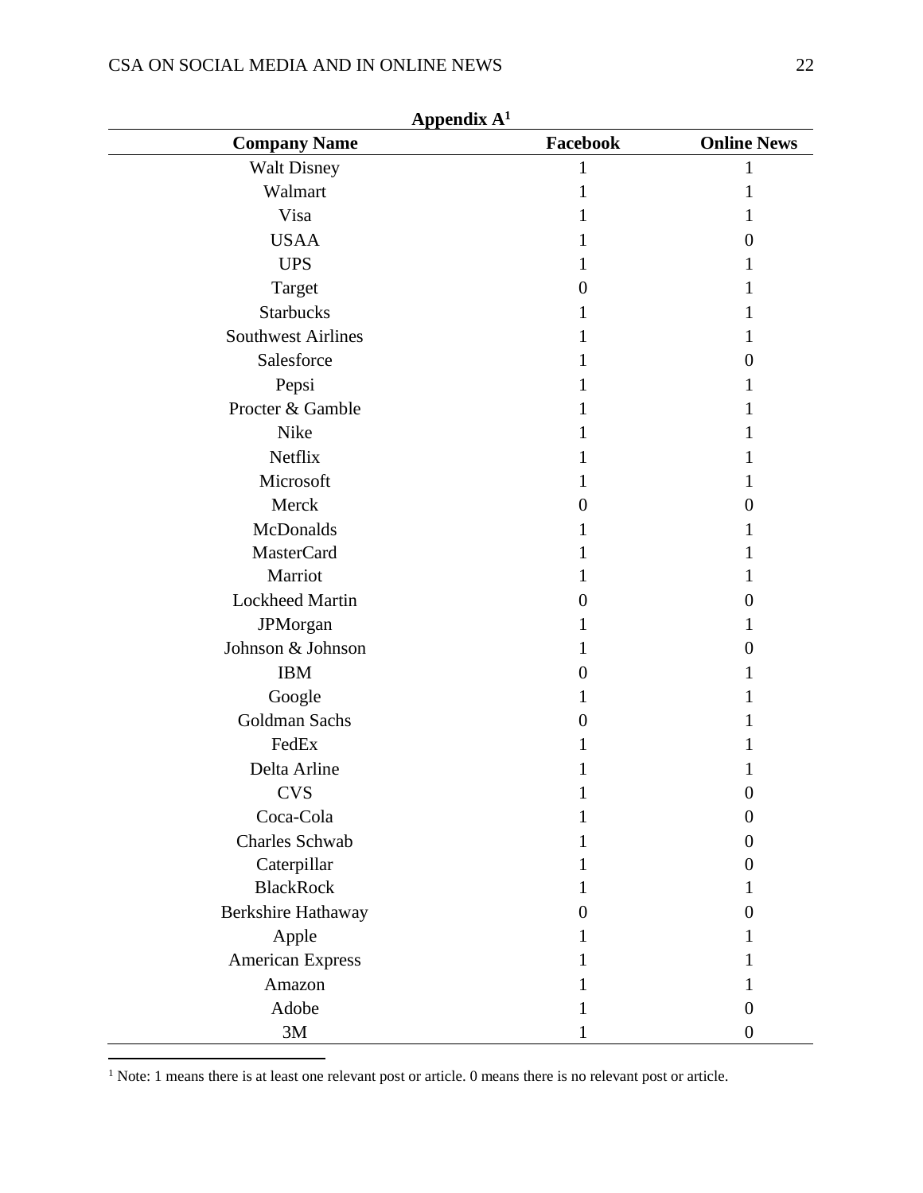**Appendix A[1]**

| Company Name | Facebook | Online News |
|---|---|---|
| Walt Disney | 1 | 1 |
| Walmart | 1 | 1 |
| Visa | 1 | 1 |
| USAA | 1 | 0 |
| UPS | 1 | 1 |
| Target | 0 | 1 |
| Starbucks | 1 | 1 |
| Southwest Airlines | 1 | 1 |
| Salesforce | 1 | 0 |
| Pepsi | 1 | 1 |
| Procter & Gamble | 1 | 1 |
| Nike | 1 | 1 |
| Netflix | 1 | 1 |
| Microsoft | 1 | 1 |
| Merck | 0 | 0 |
| McDonalds | 1 | 1 |
| MasterCard | 1 | 1 |
| Marriot | 1 | 1 |
| Lockheed Martin | 0 | 0 |
| JPMorgan | 1 | 1 |
| Johnson & Johnson | 1 | 0 |
| IBM | 0 | 1 |
| Google | 1 | 1 |
| Goldman Sachs | 0 | 1 |
| FedEx | 1 | 1 |
| Delta Arline | 1 | 1 |
| CVS | 1 | 0 |
| Coca-Cola | 1 | 0 |
| Charles Schwab | 1 | 0 |
| Caterpillar | 1 | 0 |
| BlackRock | 1 | 1 |
| Berkshire Hathaway | 0 | 0 |
| Apple | 1 | 1 |
| American Express | 1 | 1 |
| Amazon | 1 | 1 |
| Adobe | 1 | 0 |
| 3M | 1 | 0 |

[1] Note: 1 means there is at least one relevant post or article. 0 means there is no relevant post or article.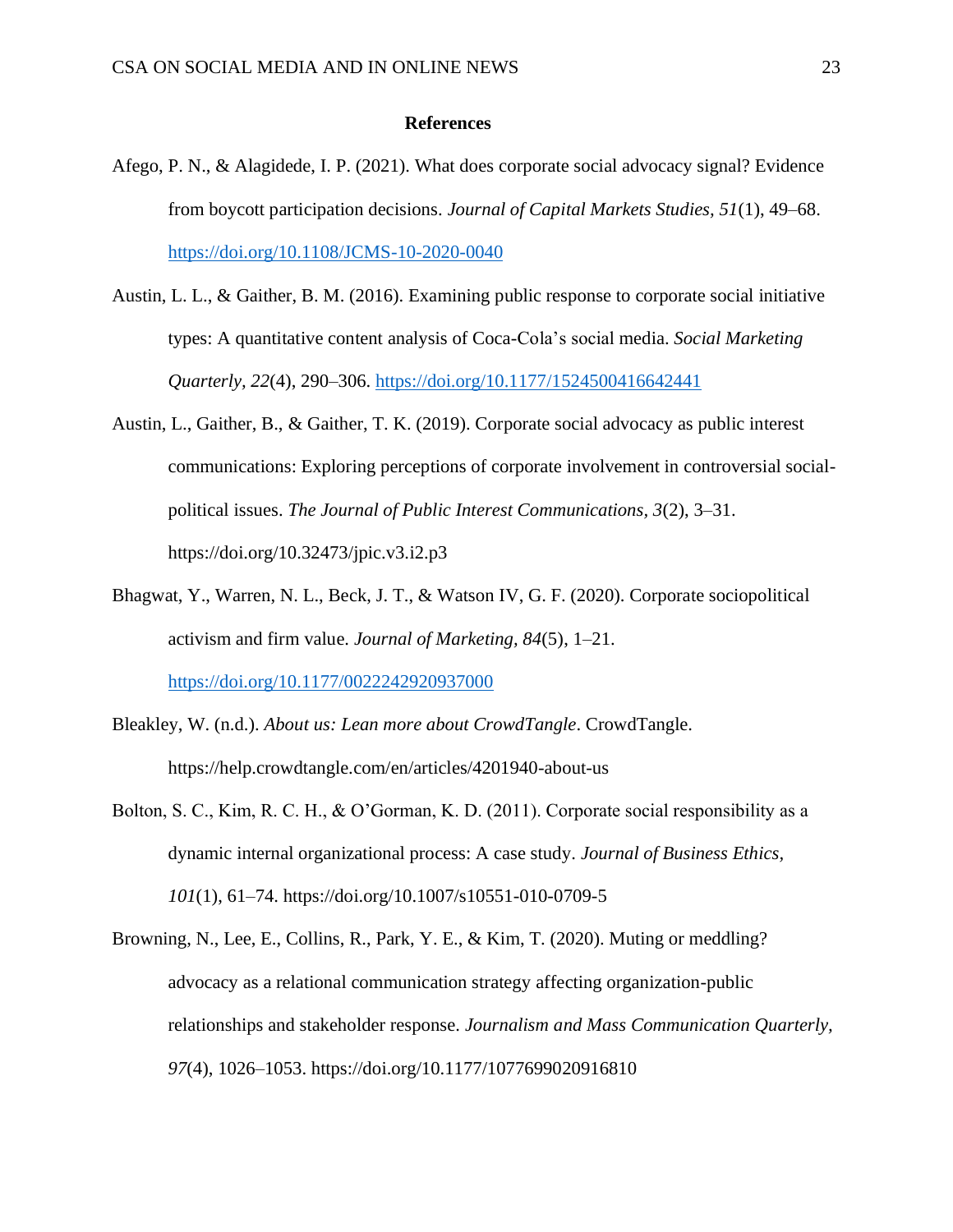**References**

Afego, P. N., & Alagidede, I. P. (2021). What does corporate social advocacy signal? Evidence from boycott participation decisions. *Journal of Capital Markets Studies, 51*(1), 49–68. https://doi.org/10.1108/JCMS-10-2020-0040

Austin, L. L., & Gaither, B. M. (2016). Examining public response to corporate social initiative types: A quantitative content analysis of Coca-Cola's social media. *Social Marketing Quarterly, 22*(4), 290–306. https://doi.org/10.1177/1524500416642441

Austin, L., Gaither, B., & Gaither, T. K. (2019). Corporate social advocacy as public interest communications: Exploring perceptions of corporate involvement in controversial social-political issues. *The Journal of Public Interest Communications*, *3*(2), 3–31. https://doi.org/10.32473/jpic.v3.i2.p3

Bhagwat, Y., Warren, N. L., Beck, J. T., & Watson IV, G. F. (2020). Corporate sociopolitical activism and firm value. *Journal of Marketing*, *84*(5), 1–21. https://doi.org/10.1177/0022242920937000

Bleakley, W. (n.d.). *About us: Lean more about CrowdTangle*. CrowdTangle. https://help.crowdtangle.com/en/articles/4201940-about-us

Bolton, S. C., Kim, R. C. H., & O'Gorman, K. D. (2011). Corporate social responsibility as a dynamic internal organizational process: A case study. *Journal of Business Ethics, 101*(1), 61–74. https://doi.org/10.1007/s10551-010-0709-5

Browning, N., Lee, E., Collins, R., Park, Y. E., & Kim, T. (2020). Muting or meddling? advocacy as a relational communication strategy affecting organization-public relationships and stakeholder response. *Journalism and Mass Communication Quarterly, 97*(4), 1026–1053. https://doi.org/10.1177/1077699020916810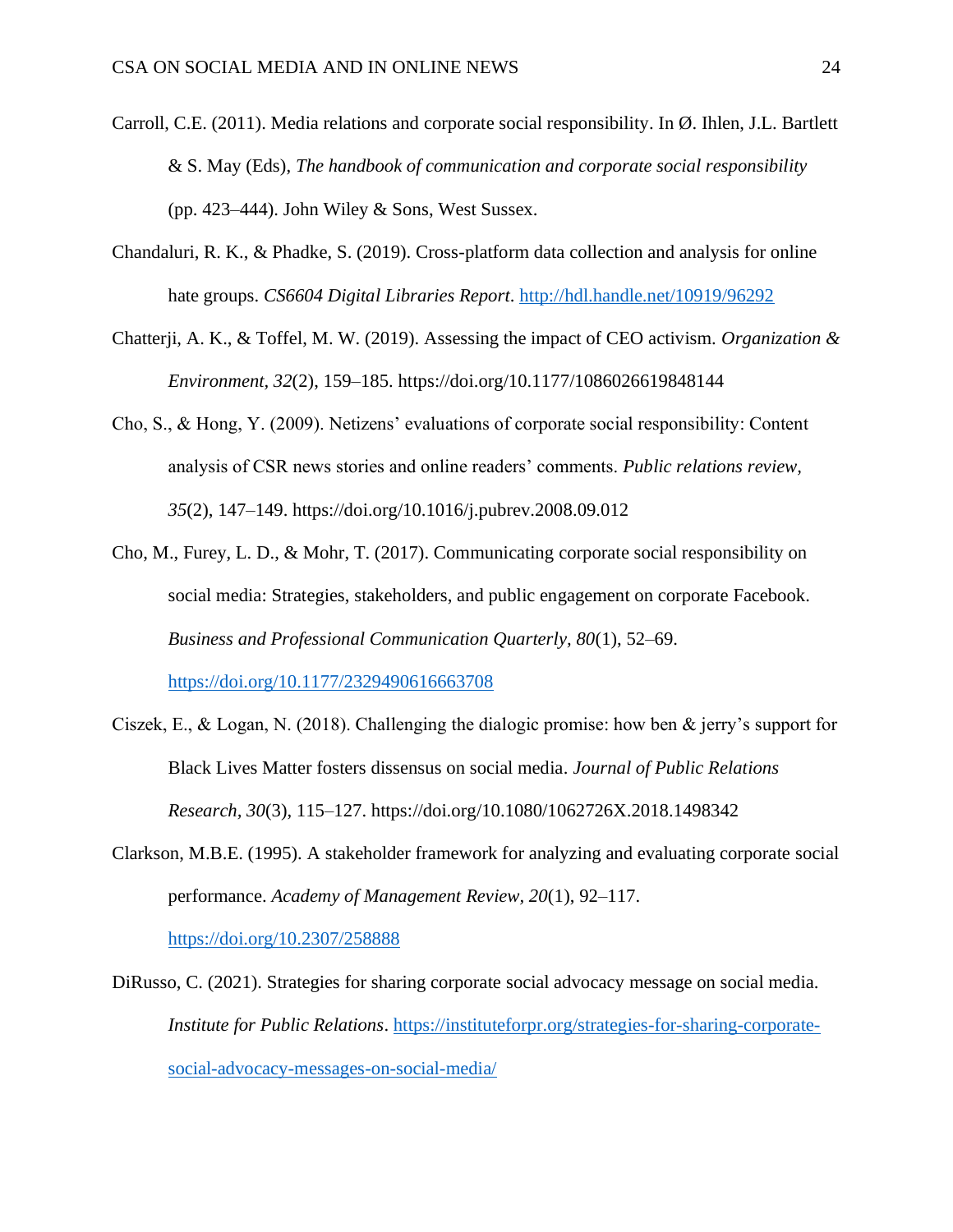Carroll, C.E. (2011). Media relations and corporate social responsibility. In Ø. Ihlen, J.L. Bartlett & S. May (Eds), *The handbook of communication and corporate social responsibility* (pp. 423–444). John Wiley & Sons, West Sussex.

Chandaluri, R. K., & Phadke, S. (2019). Cross-platform data collection and analysis for online hate groups. *CS6604 Digital Libraries Report*. http://hdl.handle.net/10919/96292

Chatterji, A. K., & Toffel, M. W. (2019). Assessing the impact of CEO activism. *Organization & Environment*, *32*(2), 159–185. https://doi.org/10.1177/1086026619848144

Cho, S., & Hong, Y. (2009). Netizens' evaluations of corporate social responsibility: Content analysis of CSR news stories and online readers' comments. *Public relations review, 35*(2), 147–149. https://doi.org/10.1016/j.pubrev.2008.09.012

Cho, M., Furey, L. D., & Mohr, T. (2017). Communicating corporate social responsibility on social media: Strategies, stakeholders, and public engagement on corporate Facebook. *Business and Professional Communication Quarterly, 80*(1), 52–69. https://doi.org/10.1177/2329490616663708

Ciszek, E., & Logan, N. (2018). Challenging the dialogic promise: how ben & jerry's support for Black Lives Matter fosters dissensus on social media. *Journal of Public Relations Research, 30*(3), 115–127. https://doi.org/10.1080/1062726X.2018.1498342

Clarkson, M.B.E. (1995). A stakeholder framework for analyzing and evaluating corporate social performance. *Academy of Management Review, 20*(1), 92–117. https://doi.org/10.2307/258888

DiRusso, C. (2021). Strategies for sharing corporate social advocacy message on social media. *Institute for Public Relations*. https://instituteforpr.org/strategies-for-sharing-corporate-social-advocacy-messages-on-social-media/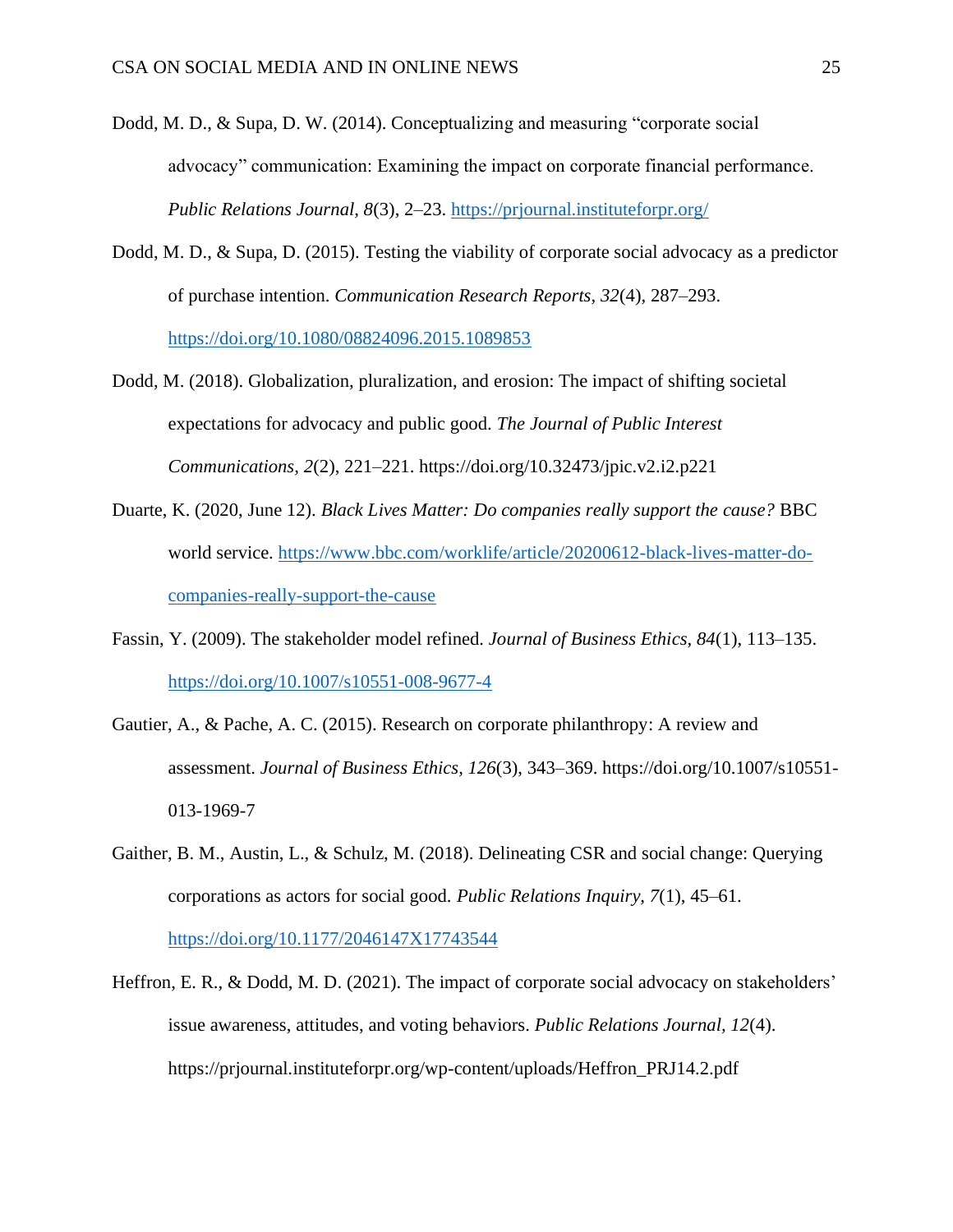Dodd, M. D., & Supa, D. W. (2014). Conceptualizing and measuring "corporate social advocacy" communication: Examining the impact on corporate financial performance. *Public Relations Journal*, *8*(3), 2–23. https://prjournal.instituteforpr.org/

Dodd, M. D., & Supa, D. (2015). Testing the viability of corporate social advocacy as a predictor of purchase intention. *Communication Research Reports*, *32*(4), 287–293. https://doi.org/10.1080/08824096.2015.1089853

Dodd, M. (2018). Globalization, pluralization, and erosion: The impact of shifting societal expectations for advocacy and public good. *The Journal of Public Interest Communications*, *2*(2), 221–221. https://doi.org/10.32473/jpic.v2.i2.p221

Duarte, K. (2020, June 12). *Black Lives Matter: Do companies really support the cause?* BBC world service. https://www.bbc.com/worklife/article/20200612-black-lives-matter-do-companies-really-support-the-cause

Fassin, Y. (2009). The stakeholder model refined. *Journal of Business Ethics, 84*(1), 113–135. https://doi.org/10.1007/s10551-008-9677-4

Gautier, A., & Pache, A. C. (2015). Research on corporate philanthropy: A review and assessment. *Journal of Business Ethics, 126*(3), 343–369. https://doi.org/10.1007/s10551-013-1969-7

Gaither, B. M., Austin, L., & Schulz, M. (2018). Delineating CSR and social change: Querying corporations as actors for social good. *Public Relations Inquiry, 7*(1), 45–61. https://doi.org/10.1177/2046147X17743544

Heffron, E. R., & Dodd, M. D. (2021). The impact of corporate social advocacy on stakeholders' issue awareness, attitudes, and voting behaviors. *Public Relations Journal*, *12*(4). https://prjournal.instituteforpr.org/wp-content/uploads/Heffron_PRJ14.2.pdf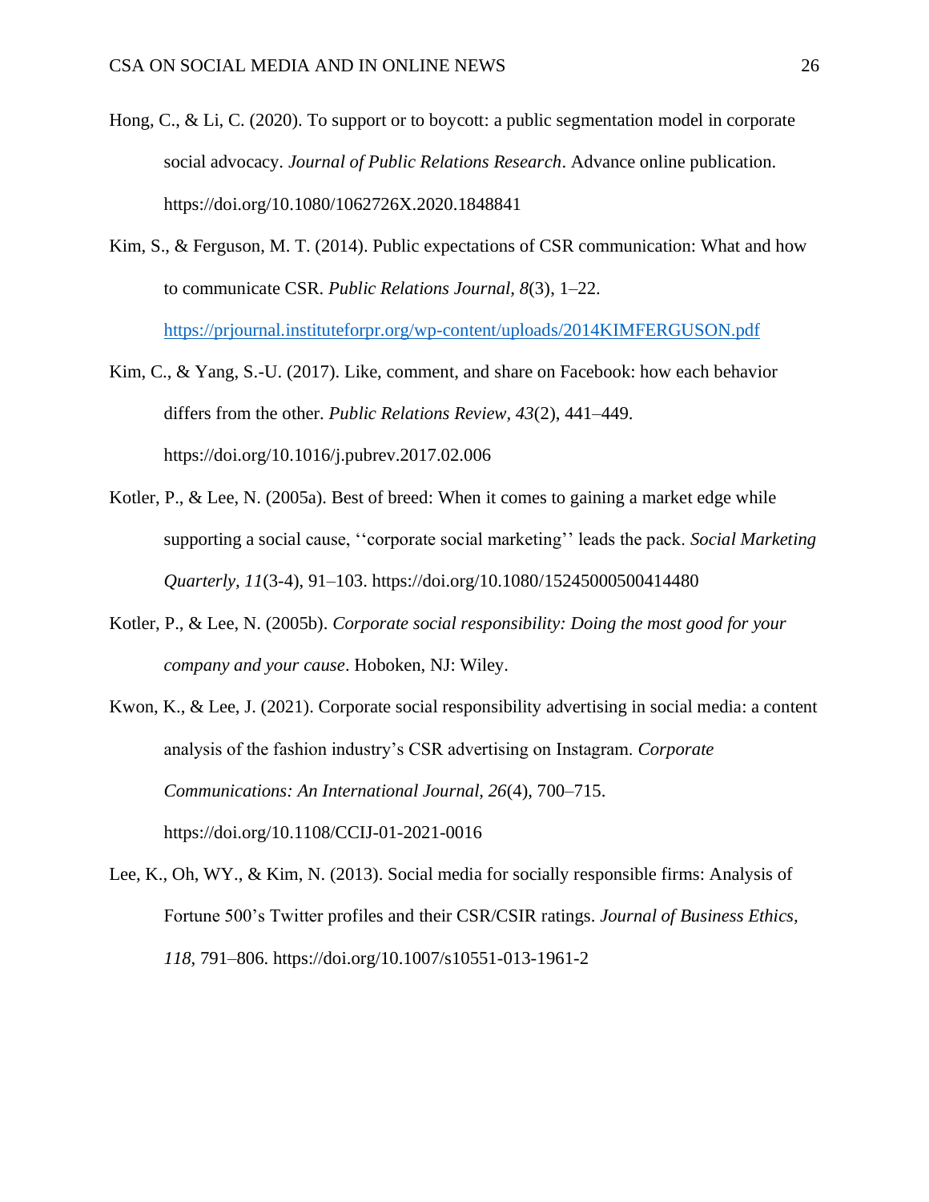Hong, C., & Li, C. (2020). To support or to boycott: a public segmentation model in corporate social advocacy. *Journal of Public Relations Research*. Advance online publication. https://doi.org/10.1080/1062726X.2020.1848841

Kim, S., & Ferguson, M. T. (2014). Public expectations of CSR communication: What and how to communicate CSR. *Public Relations Journal, 8*(3), 1–22. https://prjournal.instituteforpr.org/wp-content/uploads/2014KIMFERGUSON.pdf

Kim, C., & Yang, S.-U. (2017). Like, comment, and share on Facebook: how each behavior differs from the other. *Public Relations Review, 43*(2), 441–449. https://doi.org/10.1016/j.pubrev.2017.02.006

Kotler, P., & Lee, N. (2005a). Best of breed: When it comes to gaining a market edge while supporting a social cause, ''corporate social marketing'' leads the pack. *Social Marketing Quarterly, 11*(3-4), 91–103. https://doi.org/10.1080/15245000500414480

Kotler, P., & Lee, N. (2005b). *Corporate social responsibility: Doing the most good for your company and your cause*. Hoboken, NJ: Wiley.

Kwon, K., & Lee, J. (2021). Corporate social responsibility advertising in social media: a content analysis of the fashion industry's CSR advertising on Instagram. *Corporate Communications: An International Journal, 26*(4), 700–715. https://doi.org/10.1108/CCIJ-01-2021-0016

Lee, K., Oh, WY., & Kim, N. (2013). Social media for socially responsible firms: Analysis of Fortune 500's Twitter profiles and their CSR/CSIR ratings. *Journal of Business Ethics, 118*, 791–806. https://doi.org/10.1007/s10551-013-1961-2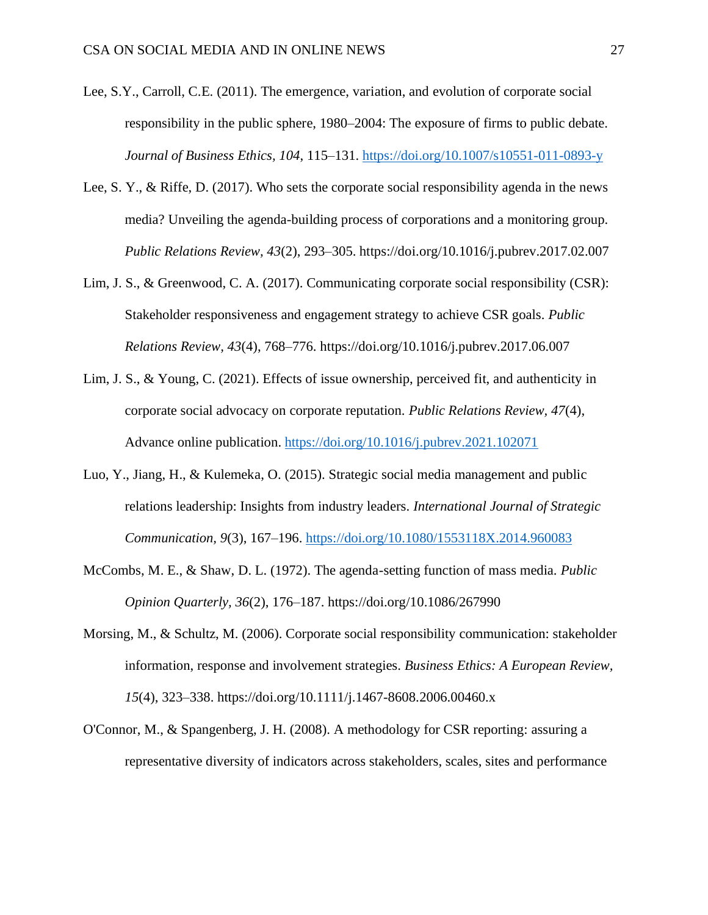Lee, S.Y., Carroll, C.E. (2011). The emergence, variation, and evolution of corporate social responsibility in the public sphere, 1980–2004: The exposure of firms to public debate. *Journal of Business Ethics, 104*, 115–131. https://doi.org/10.1007/s10551-011-0893-y

Lee, S. Y., & Riffe, D. (2017). Who sets the corporate social responsibility agenda in the news media? Unveiling the agenda-building process of corporations and a monitoring group. *Public Relations Review, 43*(2), 293–305. https://doi.org/10.1016/j.pubrev.2017.02.007

Lim, J. S., & Greenwood, C. A. (2017). Communicating corporate social responsibility (CSR): Stakeholder responsiveness and engagement strategy to achieve CSR goals. *Public Relations Review, 43*(4), 768–776. https://doi.org/10.1016/j.pubrev.2017.06.007

Lim, J. S., & Young, C. (2021). Effects of issue ownership, perceived fit, and authenticity in corporate social advocacy on corporate reputation. *Public Relations Review, 47*(4), Advance online publication. https://doi.org/10.1016/j.pubrev.2021.102071

Luo, Y., Jiang, H., & Kulemeka, O. (2015). Strategic social media management and public relations leadership: Insights from industry leaders. *International Journal of Strategic Communication, 9*(3), 167–196. https://doi.org/10.1080/1553118X.2014.960083

McCombs, M. E., & Shaw, D. L. (1972). The agenda-setting function of mass media. *Public Opinion Quarterly, 36*(2), 176–187. https://doi.org/10.1086/267990

Morsing, M., & Schultz, M. (2006). Corporate social responsibility communication: stakeholder information, response and involvement strategies. *Business Ethics: A European Review, 15*(4), 323–338. https://doi.org/10.1111/j.1467-8608.2006.00460.x

O'Connor, M., & Spangenberg, J. H. (2008). A methodology for CSR reporting: assuring a representative diversity of indicators across stakeholders, scales, sites and performance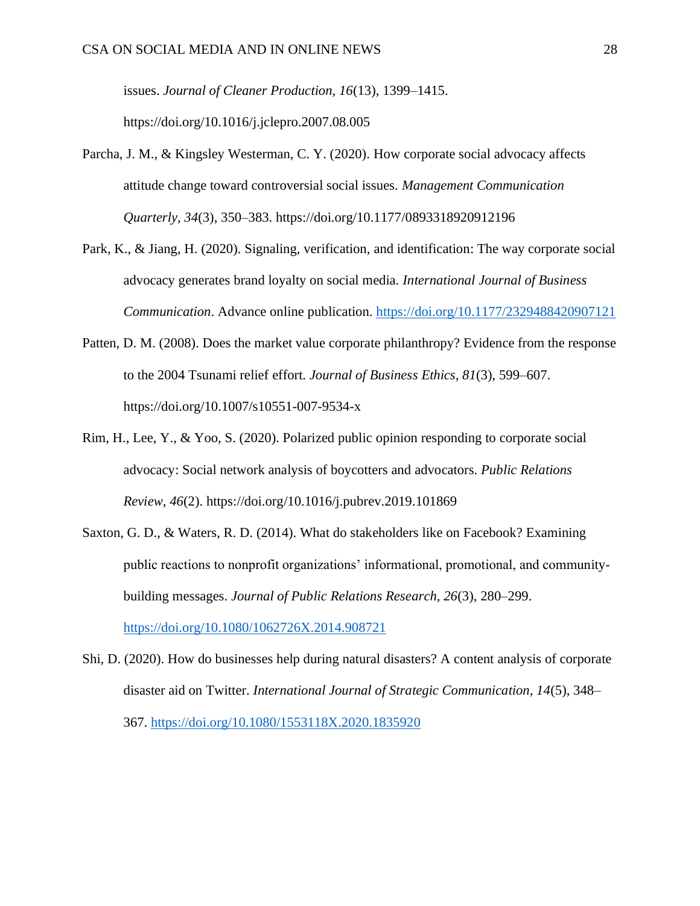issues. *Journal of Cleaner Production, 16*(13), 1399–1415. https://doi.org/10.1016/j.jclepro.2007.08.005

Parcha, J. M., & Kingsley Westerman, C. Y. (2020). How corporate social advocacy affects attitude change toward controversial social issues. *Management Communication Quarterly, 34*(3), 350–383. https://doi.org/10.1177/0893318920912196

Park, K., & Jiang, H. (2020). Signaling, verification, and identification: The way corporate social advocacy generates brand loyalty on social media. *International Journal of Business Communication*. Advance online publication. https://doi.org/10.1177/2329488420907121

Patten, D. M. (2008). Does the market value corporate philanthropy? Evidence from the response to the 2004 Tsunami relief effort. *Journal of Business Ethics, 81*(3), 599–607. https://doi.org/10.1007/s10551-007-9534-x

Rim, H., Lee, Y., & Yoo, S. (2020). Polarized public opinion responding to corporate social advocacy: Social network analysis of boycotters and advocators. *Public Relations Review, 46*(2). https://doi.org/10.1016/j.pubrev.2019.101869

Saxton, G. D., & Waters, R. D. (2014). What do stakeholders like on Facebook? Examining public reactions to nonprofit organizations' informational, promotional, and community-building messages. *Journal of Public Relations Research, 26*(3), 280–299. https://doi.org/10.1080/1062726X.2014.908721

Shi, D. (2020). How do businesses help during natural disasters? A content analysis of corporate disaster aid on Twitter. *International Journal of Strategic Communication, 14*(5), 348–367. https://doi.org/10.1080/1553118X.2020.1835920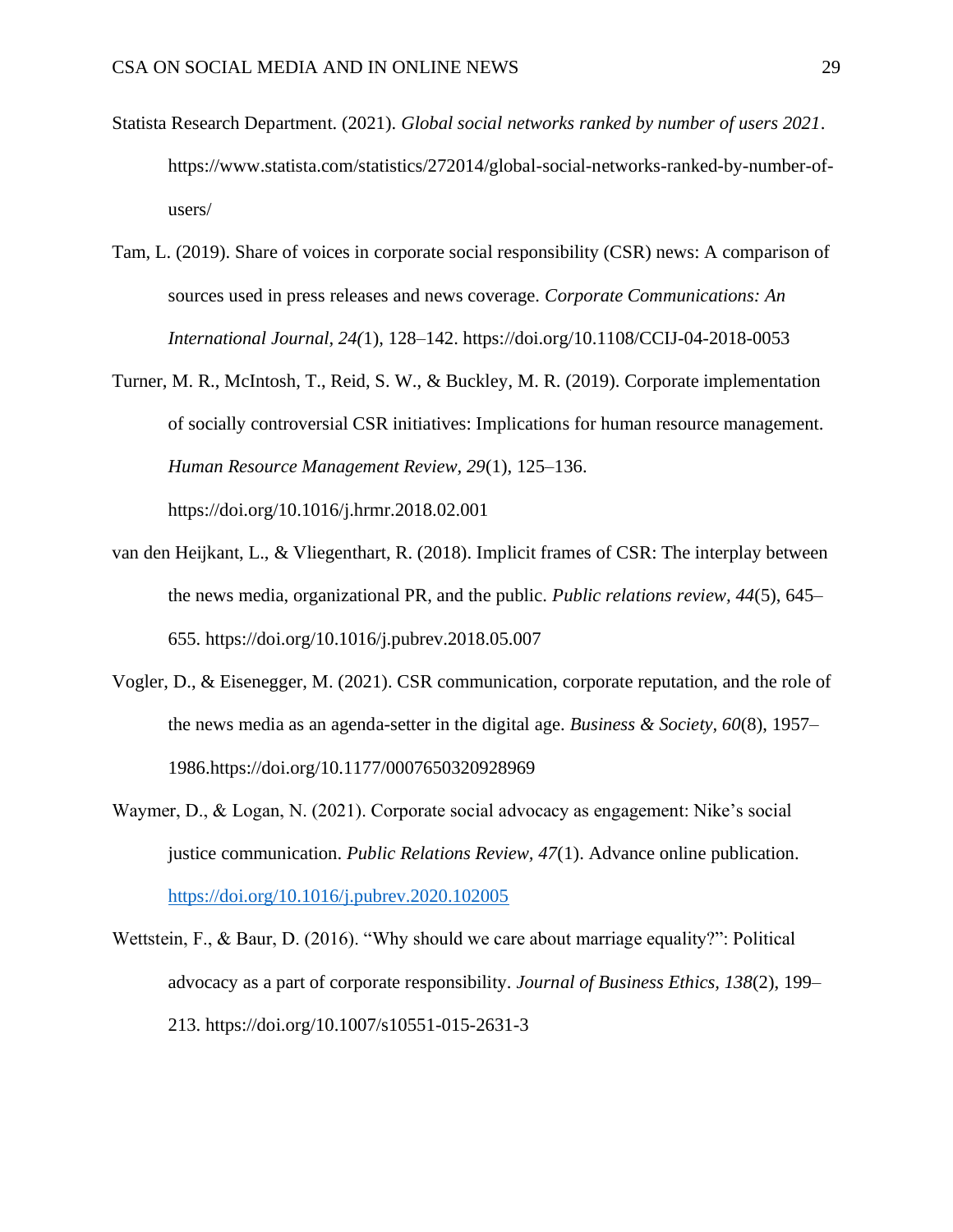Statista Research Department. (2021). *Global social networks ranked by number of users 2021*. https://www.statista.com/statistics/272014/global-social-networks-ranked-by-number-of-users/

Tam, L. (2019). Share of voices in corporate social responsibility (CSR) news: A comparison of sources used in press releases and news coverage. *Corporate Communications: An International Journal, 24(*1), 128–142. https://doi.org/10.1108/CCIJ-04-2018-0053

Turner, M. R., McIntosh, T., Reid, S. W., & Buckley, M. R. (2019). Corporate implementation of socially controversial CSR initiatives: Implications for human resource management. *Human Resource Management Review, 29*(1), 125–136. https://doi.org/10.1016/j.hrmr.2018.02.001

van den Heijkant, L., & Vliegenthart, R. (2018). Implicit frames of CSR: The interplay between the news media, organizational PR, and the public. *Public relations review, 44*(5), 645–655. https://doi.org/10.1016/j.pubrev.2018.05.007

Vogler, D., & Eisenegger, M. (2021). CSR communication, corporate reputation, and the role of the news media as an agenda-setter in the digital age. *Business & Society, 60*(8), 1957–1986.https://doi.org/10.1177/0007650320928969

Waymer, D., & Logan, N. (2021). Corporate social advocacy as engagement: Nike's social justice communication. *Public Relations Review, 47*(1). Advance online publication. https://doi.org/10.1016/j.pubrev.2020.102005

Wettstein, F., & Baur, D. (2016). "Why should we care about marriage equality?": Political advocacy as a part of corporate responsibility. *Journal of Business Ethics, 138*(2), 199–213. https://doi.org/10.1007/s10551-015-2631-3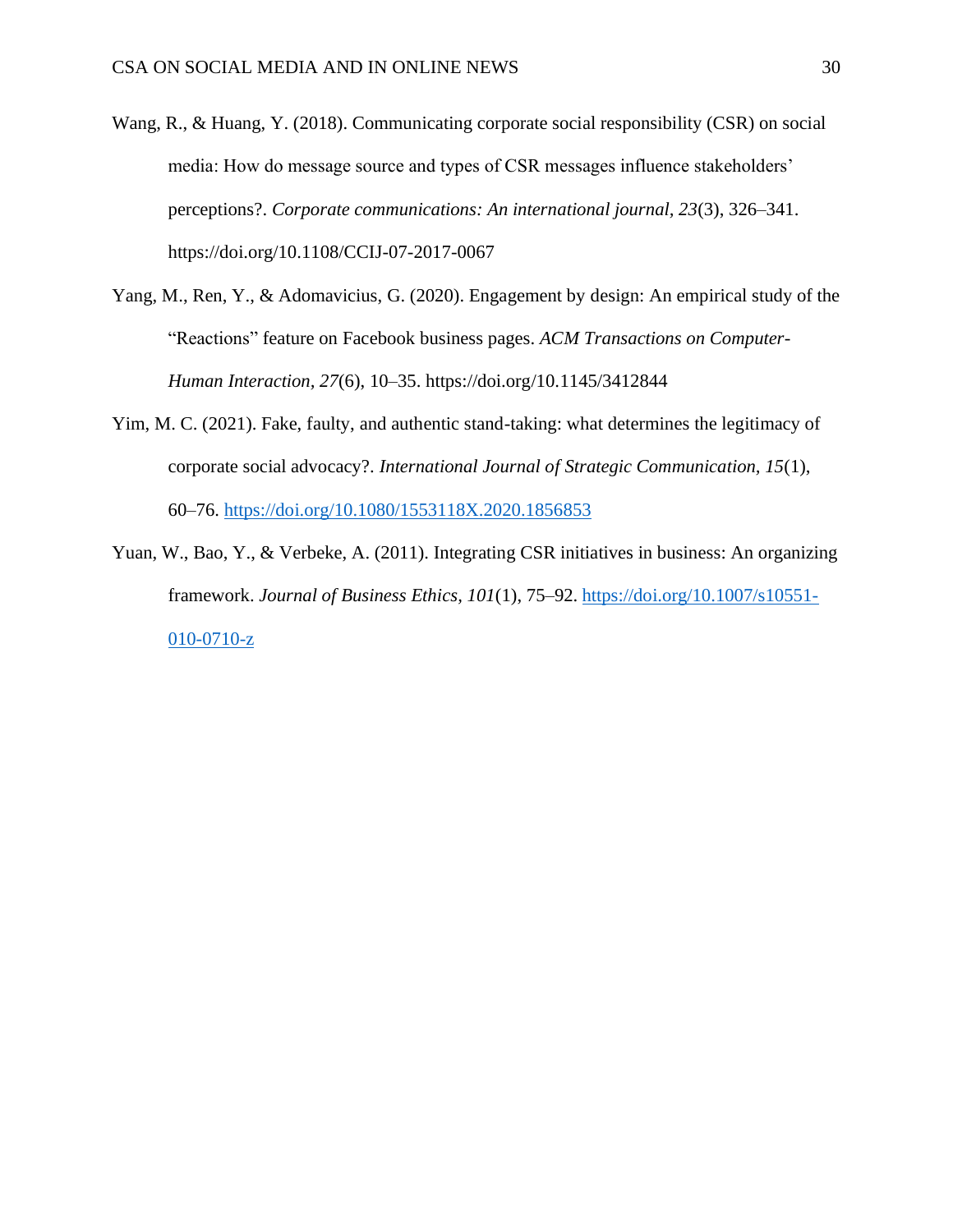Wang, R., & Huang, Y. (2018). Communicating corporate social responsibility (CSR) on social media: How do message source and types of CSR messages influence stakeholders' perceptions?. *Corporate communications: An international journal*, *23*(3), 326–341. https://doi.org/10.1108/CCIJ-07-2017-0067

Yang, M., Ren, Y., & Adomavicius, G. (2020). Engagement by design: An empirical study of the "Reactions" feature on Facebook business pages. *ACM Transactions on Computer-Human Interaction*, *27*(6), 10–35. https://doi.org/10.1145/3412844

Yim, M. C. (2021). Fake, faulty, and authentic stand-taking: what determines the legitimacy of corporate social advocacy?. *International Journal of Strategic Communication*, *15*(1), 60–76. https://doi.org/10.1080/1553118X.2020.1856853

Yuan, W., Bao, Y., & Verbeke, A. (2011). Integrating CSR initiatives in business: An organizing framework. *Journal of Business Ethics*, *101*(1), 75–92. https://doi.org/10.1007/s10551-010-0710-z